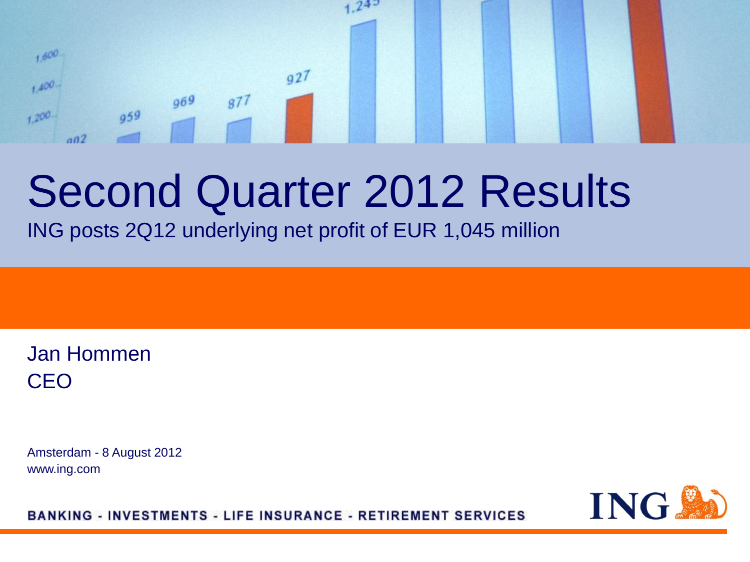# Second Quarter 2012 Results

ING posts 2Q12 underlying net profit of EUR 1,045 million

Jan Hommen
CEO

Amsterdam - 8 August 2012
www.ing.com

BANKING - INVESTMENTS - LIFE INSURANCE - RETIREMENT SERVICES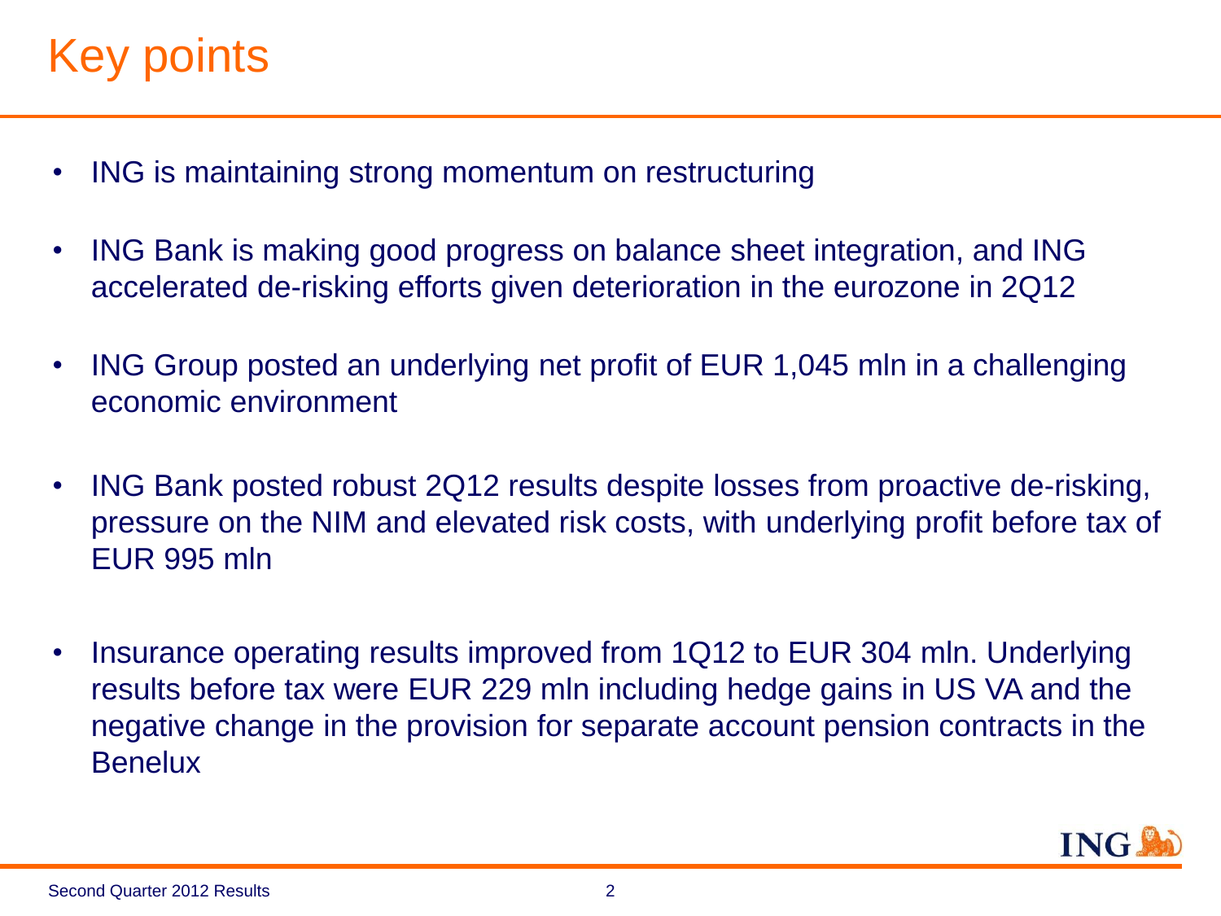# Key points

- ING is maintaining strong momentum on restructuring
- ING Bank is making good progress on balance sheet integration, and ING accelerated de-risking efforts given deterioration in the eurozone in 2Q12
- ING Group posted an underlying net profit of EUR 1,045 mln in a challenging economic environment
- ING Bank posted robust 2Q12 results despite losses from proactive de-risking, pressure on the NIM and elevated risk costs, with underlying profit before tax of EUR 995 mln
- Insurance operating results improved from 1Q12 to EUR 304 mln. Underlying results before tax were EUR 229 mln including hedge gains in US VA and the negative change in the provision for separate account pension contracts in the Benelux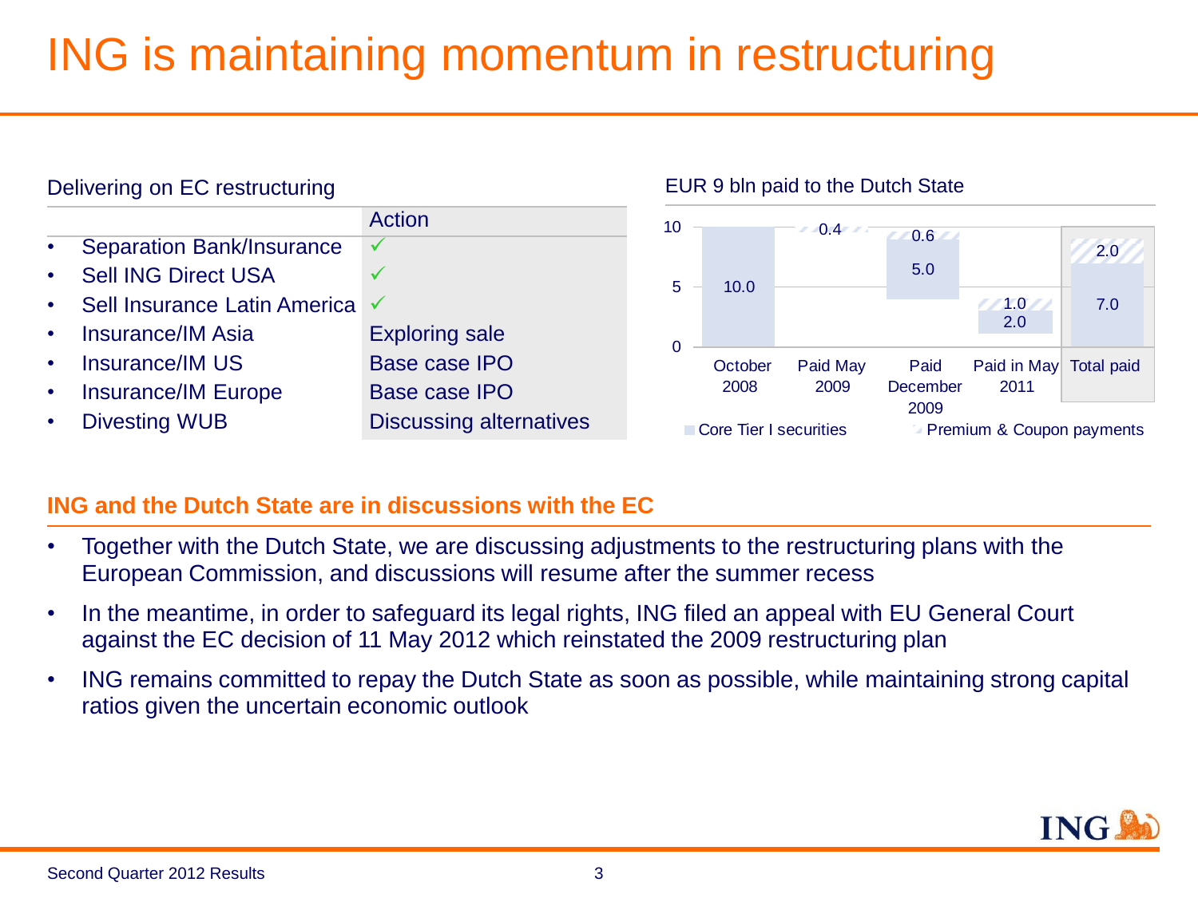# ING is maintaining momentum in restructuring

## Delivering on EC restructuring

| | Action |
|---|---|
| • Separation Bank/Insurance | ✓ |
| • Sell ING Direct USA | ✓ |
| • Sell Insurance Latin America | ✓ |
| • Insurance/IM Asia | Exploring sale |
| • Insurance/IM US | Base case IPO |
| • Insurance/IM Europe | Base case IPO |
| • Divesting WUB | Discussing alternatives |

## EUR 9 bln paid to the Dutch State

| | October 2008 | Paid May 2009 | Paid December 2009 | Paid in May 2011 | Total paid |
|---|---|---|---|---|---|
| Core Tier I securities | 10.0 | | 5.0 | 2.0 | 7.0 |
| Premium & Coupon payments | | 0.4 | 0.6 | 1.0 | 2.0 |

## ING and the Dutch State are in discussions with the EC

- Together with the Dutch State, we are discussing adjustments to the restructuring plans with the European Commission, and discussions will resume after the summer recess
- In the meantime, in order to safeguard its legal rights, ING filed an appeal with EU General Court against the EC decision of 11 May 2012 which reinstated the 2009 restructuring plan
- ING remains committed to repay the Dutch State as soon as possible, while maintaining strong capital ratios given the uncertain economic outlook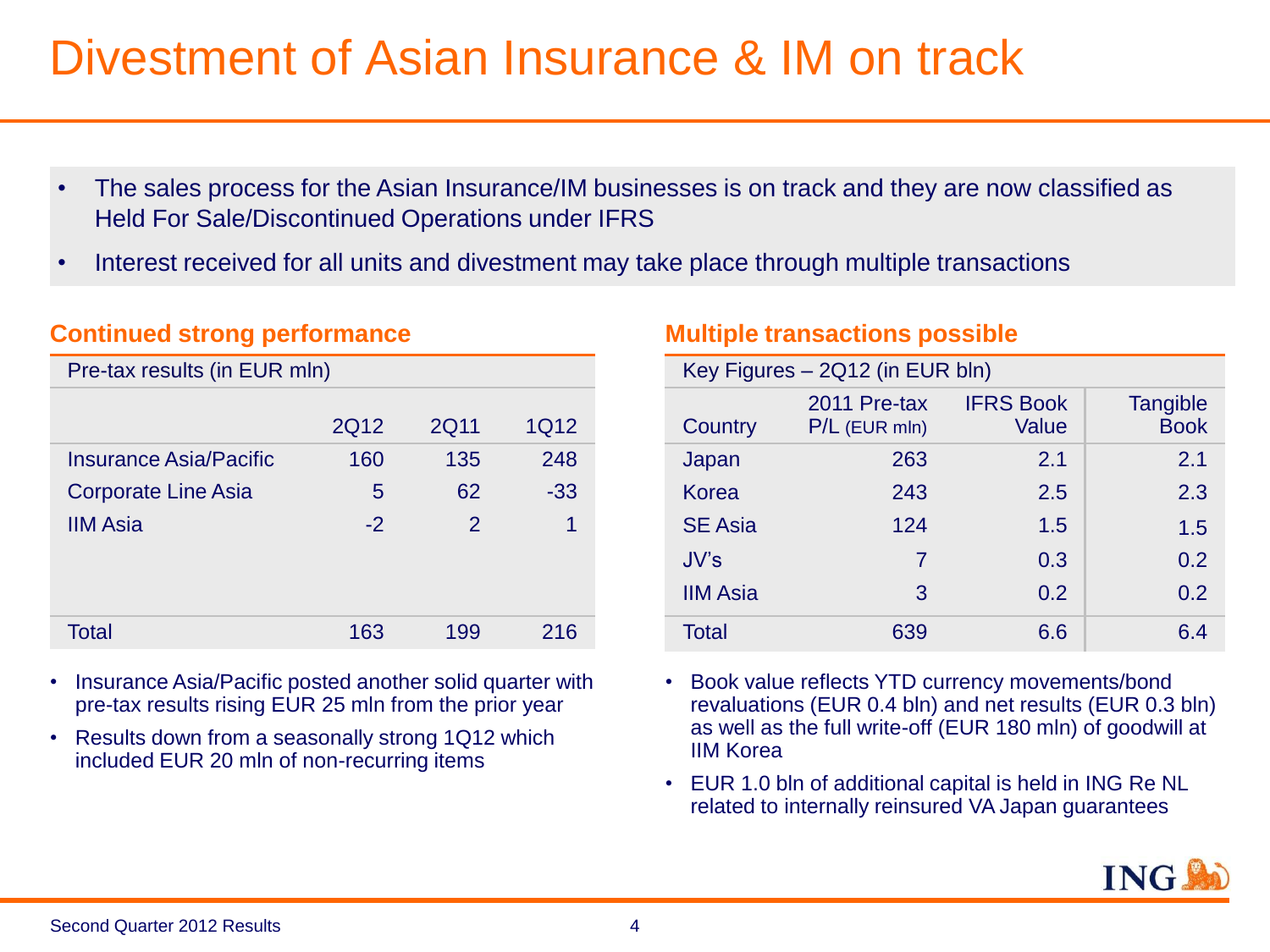# Divestment of Asian Insurance & IM on track

- The sales process for the Asian Insurance/IM businesses is on track and they are now classified as Held For Sale/Discontinued Operations under IFRS
- Interest received for all units and divestment may take place through multiple transactions

## Continued strong performance

| Pre-tax results (in EUR mln) | | | |
|---|---|---|---|
| | 2Q12 | 2Q11 | 1Q12 |
| Insurance Asia/Pacific | 160 | 135 | 248 |
| Corporate Line Asia | 5 | 62 | -33 |
| IIM Asia | -2 | 2 | 1 |
| Total | 163 | 199 | 216 |

- Insurance Asia/Pacific posted another solid quarter with pre-tax results rising EUR 25 mln from the prior year
- Results down from a seasonally strong 1Q12 which included EUR 20 mln of non-recurring items

## Multiple transactions possible

| Key Figures – 2Q12 (in EUR bln) | | | |
|---|---|---|---|
| Country | 2011 Pre-tax P/L (EUR mln) | IFRS Book Value | Tangible Book |
| Japan | 263 | 2.1 | 2.1 |
| Korea | 243 | 2.5 | 2.3 |
| SE Asia | 124 | 1.5 | 1.5 |
| JV's | 7 | 0.3 | 0.2 |
| IIM Asia | 3 | 0.2 | 0.2 |
| Total | 639 | 6.6 | 6.4 |

- Book value reflects YTD currency movements/bond revaluations (EUR 0.4 bln) and net results (EUR 0.3 bln) as well as the full write-off (EUR 180 mln) of goodwill at IIM Korea
- EUR 1.0 bln of additional capital is held in ING Re NL related to internally reinsured VA Japan guarantees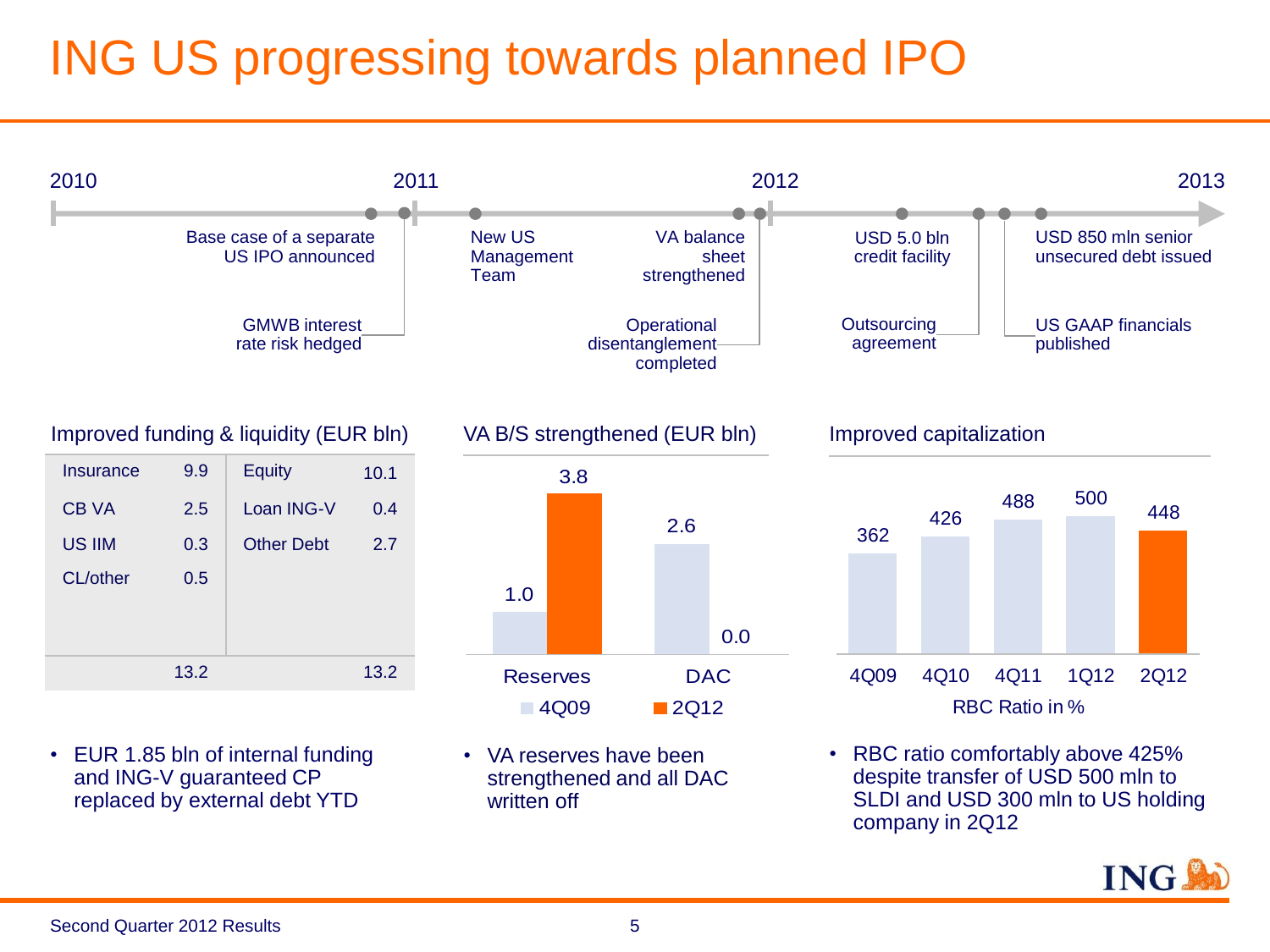# ING US progressing towards planned IPO

**Timeline (2010 – 2013)**

- Base case of a separate US IPO announced
- GMWB interest rate risk hedged
- New US Management Team
- VA balance sheet strengthened
- Operational disentanglement completed
- USD 5.0 bln credit facility
- Outsourcing agreement
- US GAAP financials published
- USD 850 mln senior unsecured debt issued

## Improved funding & liquidity (EUR bln)

| | | | |
|---|---|---|---|
| Insurance | 9.9 | Equity | 10.1 |
| CB VA | 2.5 | Loan ING-V | 0.4 |
| US IIM | 0.3 | Other Debt | 2.7 |
| CL/other | 0.5 | | |
| | 13.2 | | 13.2 |

- EUR 1.85 bln of internal funding and ING-V guaranteed CP replaced by external debt YTD

## VA B/S strengthened (EUR bln)

| | 4Q09 | 2Q12 |
|---|---|---|
| Reserves | 1.0 | 3.8 |
| DAC | 2.6 | 0.0 |

- VA reserves have been strengthened and all DAC written off

## Improved capitalization

RBC Ratio in %

| 4Q09 | 4Q10 | 4Q11 | 1Q12 | 2Q12 |
|---|---|---|---|---|
| 362 | 426 | 488 | 500 | 448 |

- RBC ratio comfortably above 425% despite transfer of USD 500 mln to SLDI and USD 300 mln to US holding company in 2Q12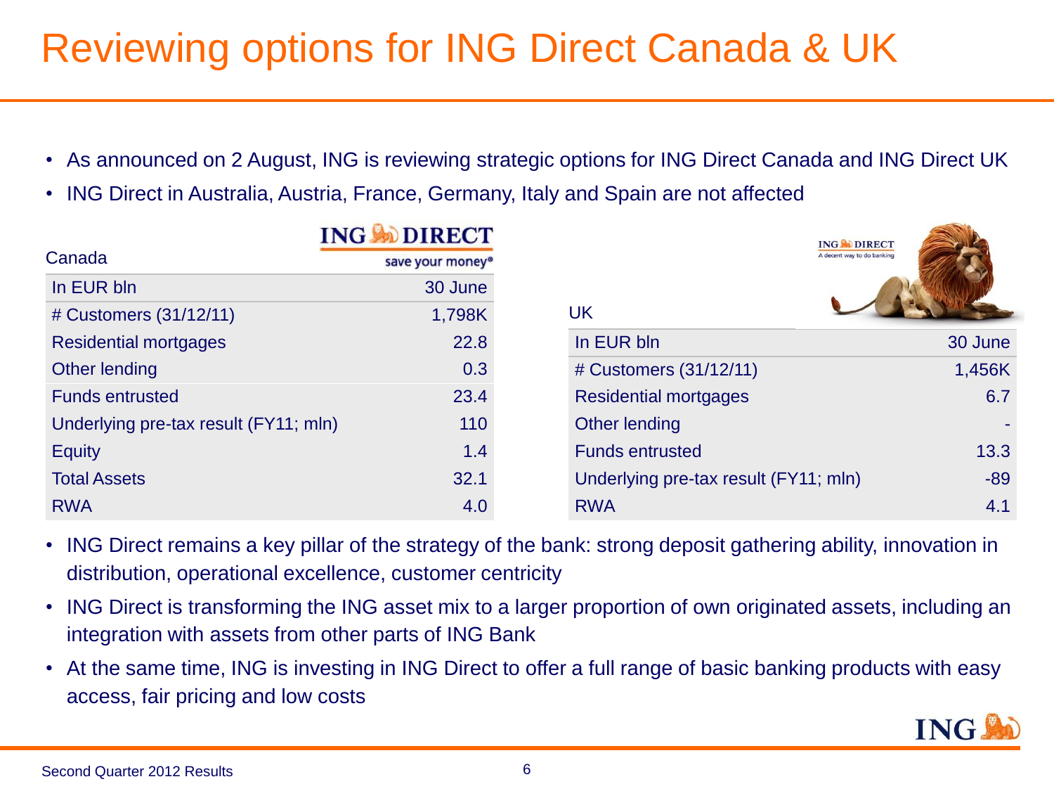# Reviewing options for ING Direct Canada & UK

- As announced on 2 August, ING is reviewing strategic options for ING Direct Canada and ING Direct UK
- ING Direct in Australia, Austria, France, Germany, Italy and Spain are not affected

Canada

| In EUR bln | 30 June |
|---|---|
| # Customers (31/12/11) | 1,798K |
| Residential mortgages | 22.8 |
| Other lending | 0.3 |
| Funds entrusted | 23.4 |
| Underlying pre-tax result (FY11; mln) | 110 |
| Equity | 1.4 |
| Total Assets | 32.1 |
| RWA | 4.0 |

UK

| In EUR bln | 30 June |
|---|---|
| # Customers (31/12/11) | 1,456K |
| Residential mortgages | 6.7 |
| Other lending | - |
| Funds entrusted | 13.3 |
| Underlying pre-tax result (FY11; mln) | -89 |
| RWA | 4.1 |

- ING Direct remains a key pillar of the strategy of the bank: strong deposit gathering ability, innovation in distribution, operational excellence, customer centricity
- ING Direct is transforming the ING asset mix to a larger proportion of own originated assets, including an integration with assets from other parts of ING Bank
- At the same time, ING is investing in ING Direct to offer a full range of basic banking products with easy access, fair pricing and low costs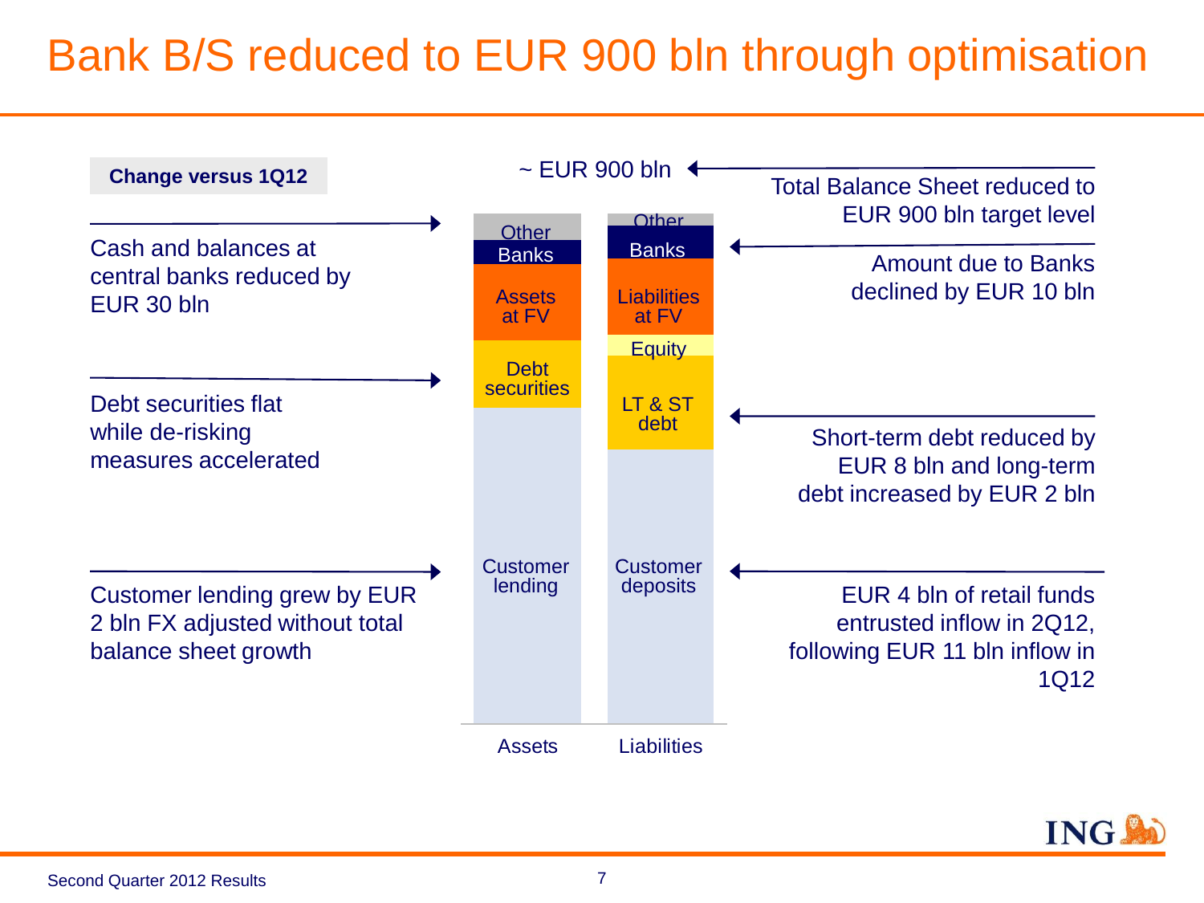# Bank B/S reduced to EUR 900 bln through optimisation

**Change versus 1Q12**

Cash and balances at central banks reduced by EUR 30 bln

Debt securities flat while de-risking measures accelerated

Customer lending grew by EUR 2 bln FX adjusted without total balance sheet growth

~ EUR 900 bln

| Assets | Liabilities |
|---|---|
| Other | Other |
| Banks | Banks |
| Assets at FV | Liabilities at FV |
| Debt securities | Equity |
| | LT & ST debt |
| Customer lending | Customer deposits |

Total Balance Sheet reduced to EUR 900 bln target level

Amount due to Banks declined by EUR 10 bln

Short-term debt reduced by EUR 8 bln and long-term debt increased by EUR 2 bln

EUR 4 bln of retail funds entrusted inflow in 2Q12, following EUR 11 bln inflow in 1Q12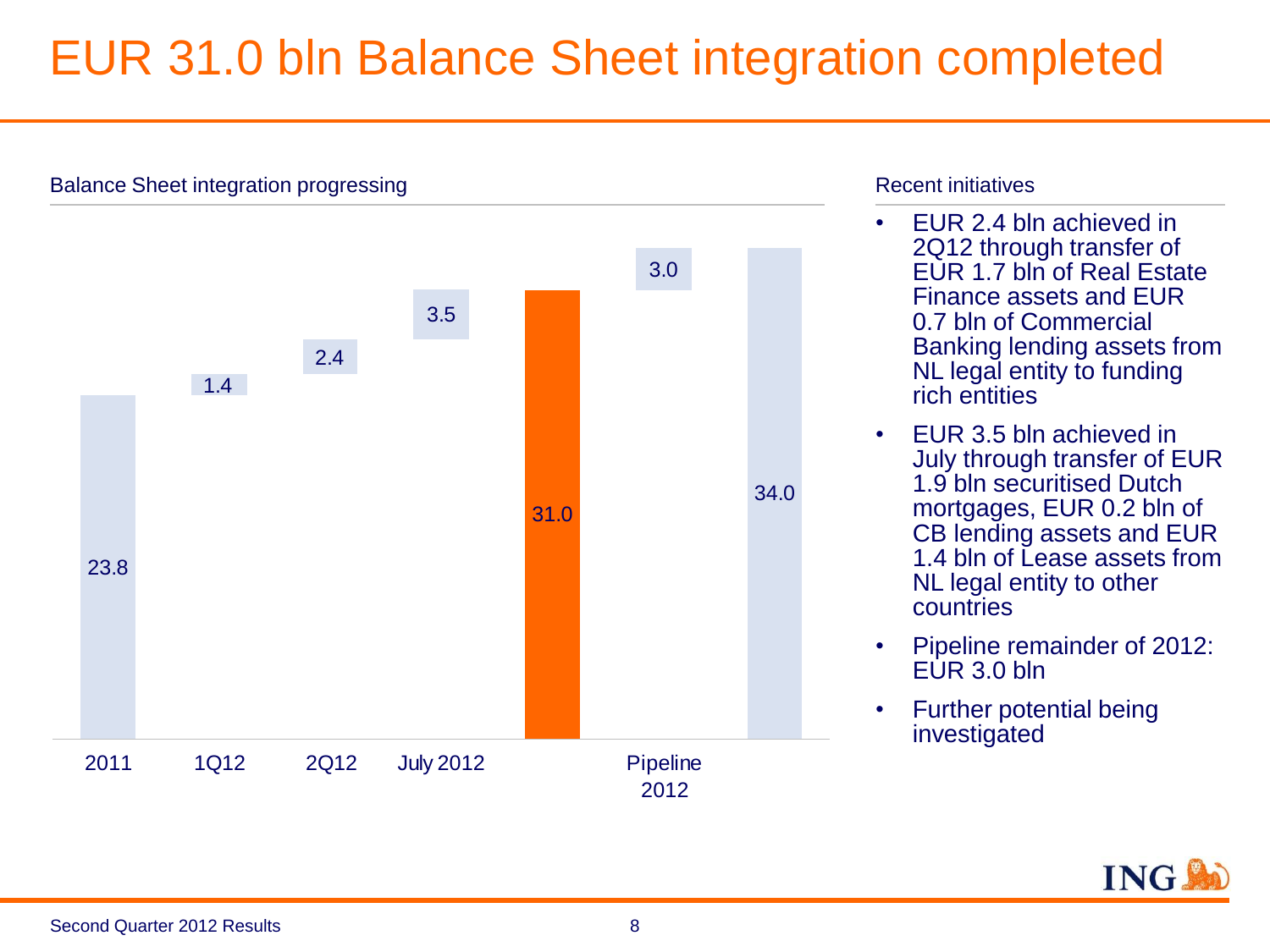# EUR 31.0 bln Balance Sheet integration completed

## Balance Sheet integration progressing

| | 2011 | 1Q12 | 2Q12 | July 2012 | | Pipeline 2012 | |
|---|---|---|---|---|---|---|---|
| Value | 23.8 | 1.4 | 2.4 | 3.5 | 31.0 | 3.0 | 34.0 |

## Recent initiatives

- EUR 2.4 bln achieved in 2Q12 through transfer of EUR 1.7 bln of Real Estate Finance assets and EUR 0.7 bln of Commercial Banking lending assets from NL legal entity to funding rich entities
- EUR 3.5 bln achieved in July through transfer of EUR 1.9 bln securitised Dutch mortgages, EUR 0.2 bln of CB lending assets and EUR 1.4 bln of Lease assets from NL legal entity to other countries
- Pipeline remainder of 2012: EUR 3.0 bln
- Further potential being investigated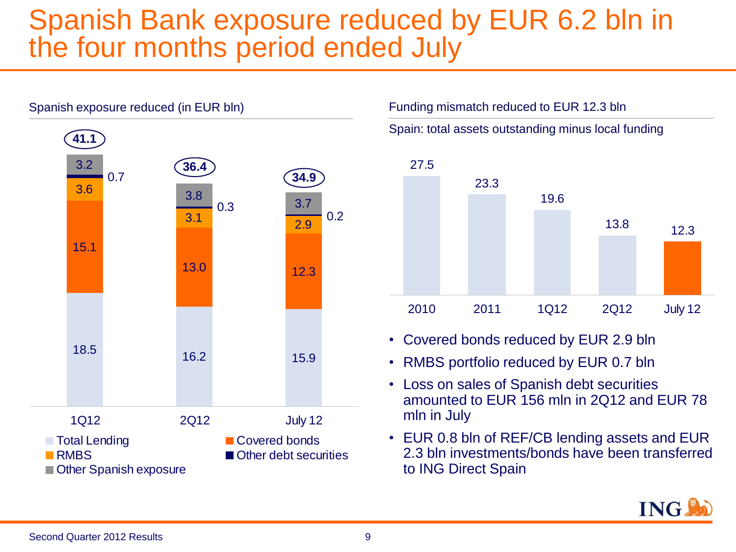# Spanish Bank exposure reduced by EUR 6.2 bln in the four months period ended July

## Spanish exposure reduced (in EUR bln)

| | 1Q12 | 2Q12 | July 12 |
|---|---|---|---|
| Total Lending | 18.5 | 16.2 | 15.9 |
| Covered bonds | 15.1 | 13.0 | 12.3 |
| RMBS | 3.6 | 3.1 | 2.9 |
| Other debt securities | 0.7 | 0.3 | 0.2 |
| Other Spanish exposure | 3.2 | 3.8 | 3.7 |
| **Total** | **41.1** | **36.4** | **34.9** |

## Funding mismatch reduced to EUR 12.3 bln

Spain: total assets outstanding minus local funding

| 2010 | 2011 | 1Q12 | 2Q12 | July 12 |
|---|---|---|---|---|
| 27.5 | 23.3 | 19.6 | 13.8 | 12.3 |

- Covered bonds reduced by EUR 2.9 bln
- RMBS portfolio reduced by EUR 0.7 bln
- Loss on sales of Spanish debt securities amounted to EUR 156 mln in 2Q12 and EUR 78 mln in July
- EUR 0.8 bln of REF/CB lending assets and EUR 2.3 bln investments/bonds have been transferred to ING Direct Spain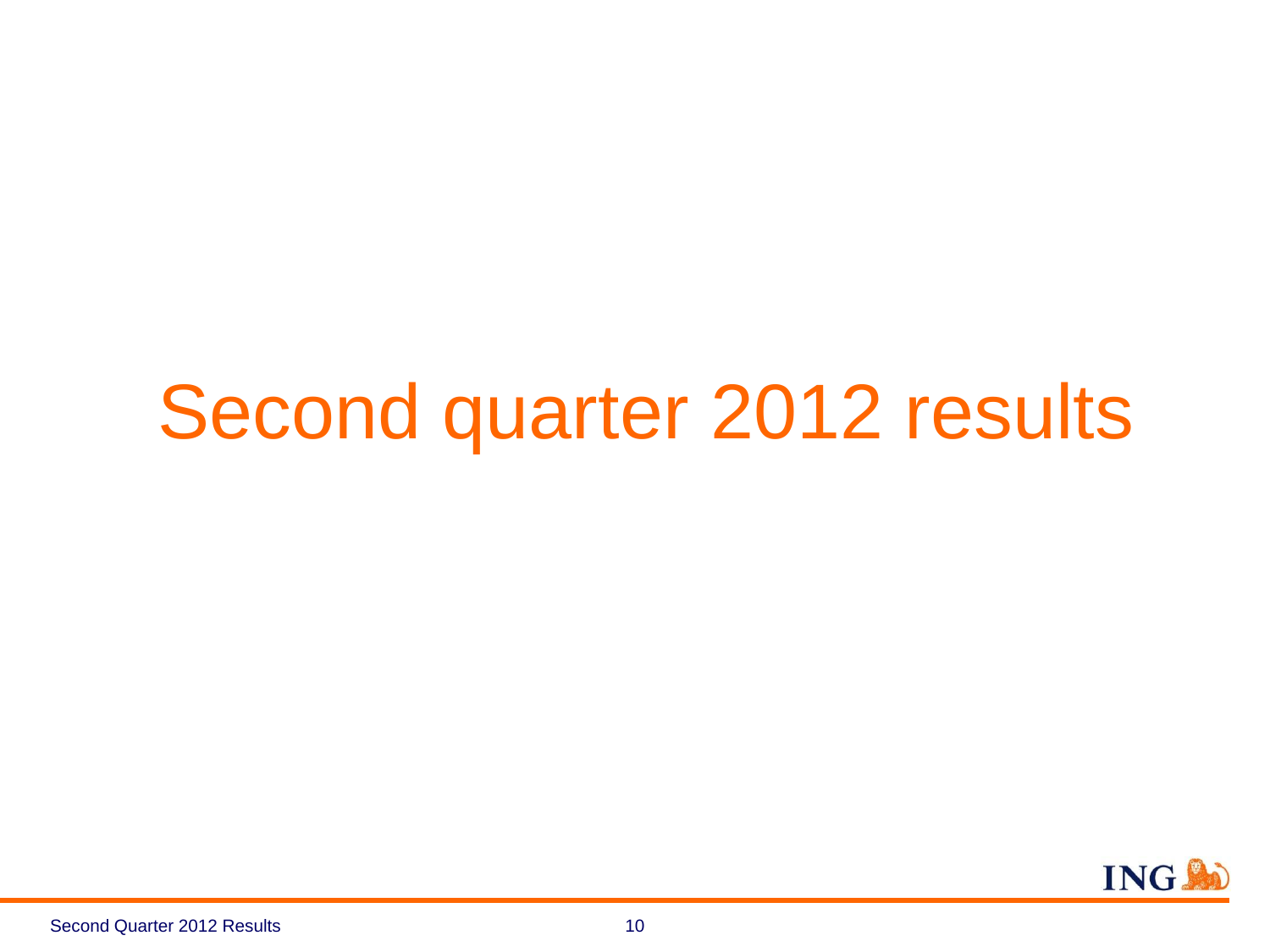# Second quarter 2012 results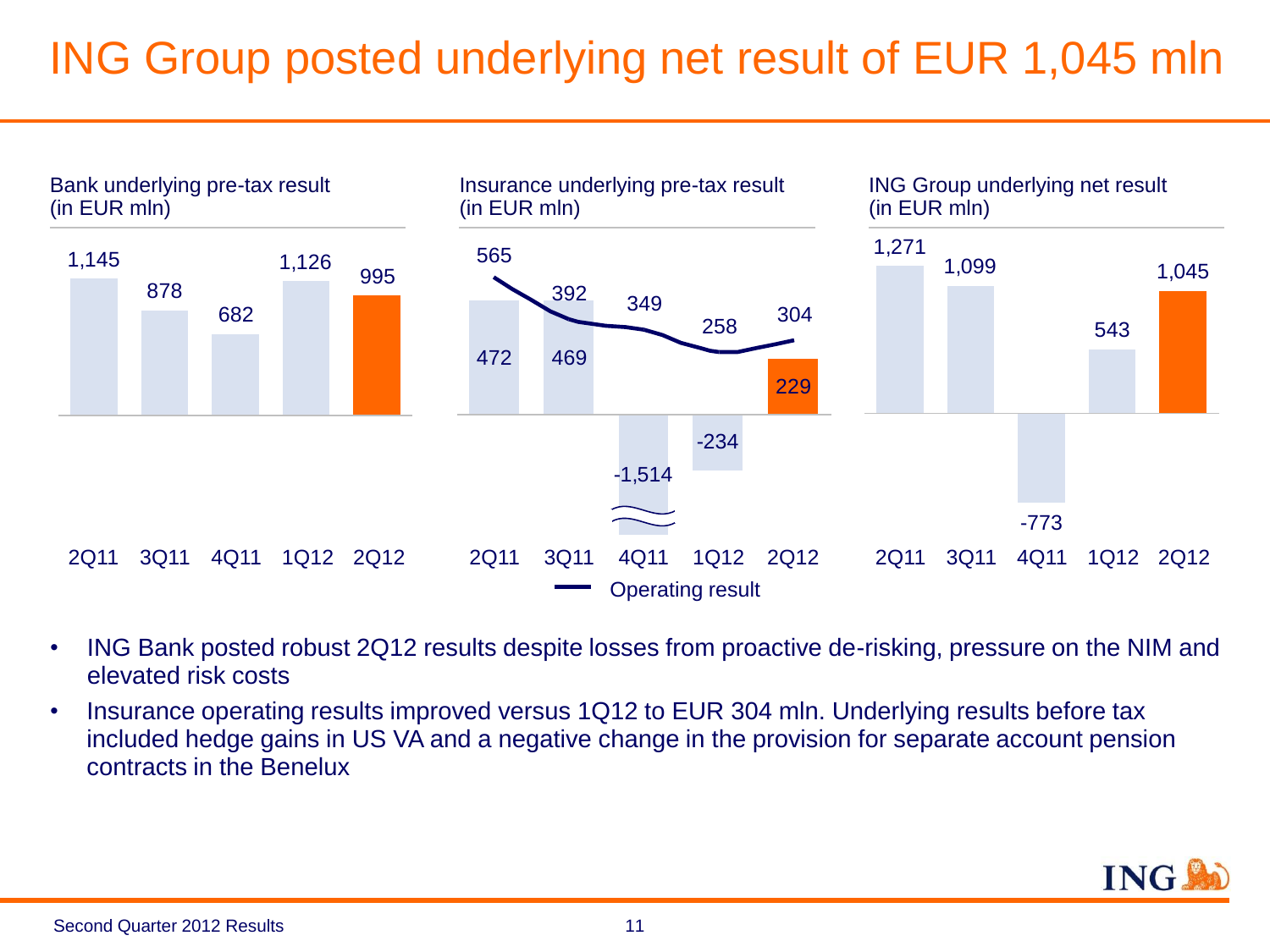# ING Group posted underlying net result of EUR 1,045 mln

**Bank underlying pre-tax result (in EUR mln)**

| 2Q11 | 3Q11 | 4Q11 | 1Q12 | 2Q12 |
|---|---|---|---|---|
| 1,145 | 878 | 682 | 1,126 | 995 |

**Insurance underlying pre-tax result (in EUR mln)**

| | 2Q11 | 3Q11 | 4Q11 | 1Q12 | 2Q12 |
|---|---|---|---|---|---|
| Underlying pre-tax result | 472 | 469 | -1,514 | -234 | 229 |
| Operating result | 565 | 392 | 349 | 258 | 304 |

**ING Group underlying net result (in EUR mln)**

| 2Q11 | 3Q11 | 4Q11 | 1Q12 | 2Q12 |
|---|---|---|---|---|
| 1,271 | 1,099 | -773 | 543 | 1,045 |

- ING Bank posted robust 2Q12 results despite losses from proactive de-risking, pressure on the NIM and elevated risk costs
- Insurance operating results improved versus 1Q12 to EUR 304 mln. Underlying results before tax included hedge gains in US VA and a negative change in the provision for separate account pension contracts in the Benelux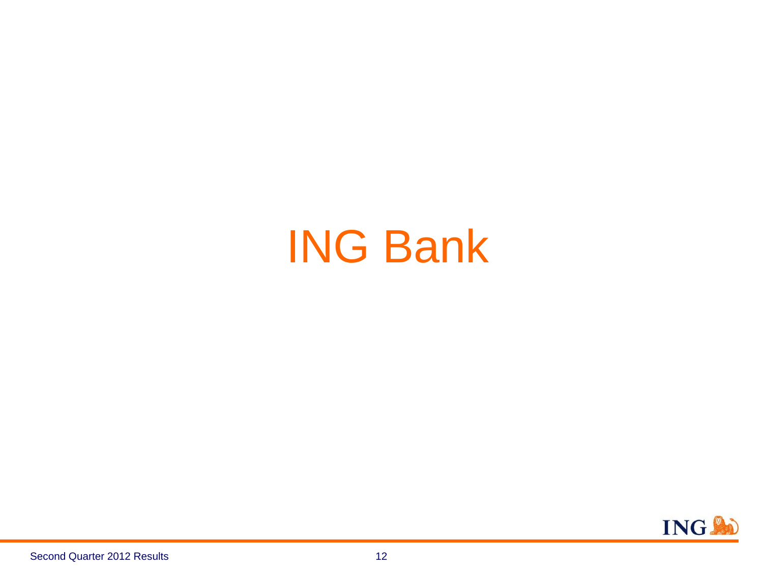# ING Bank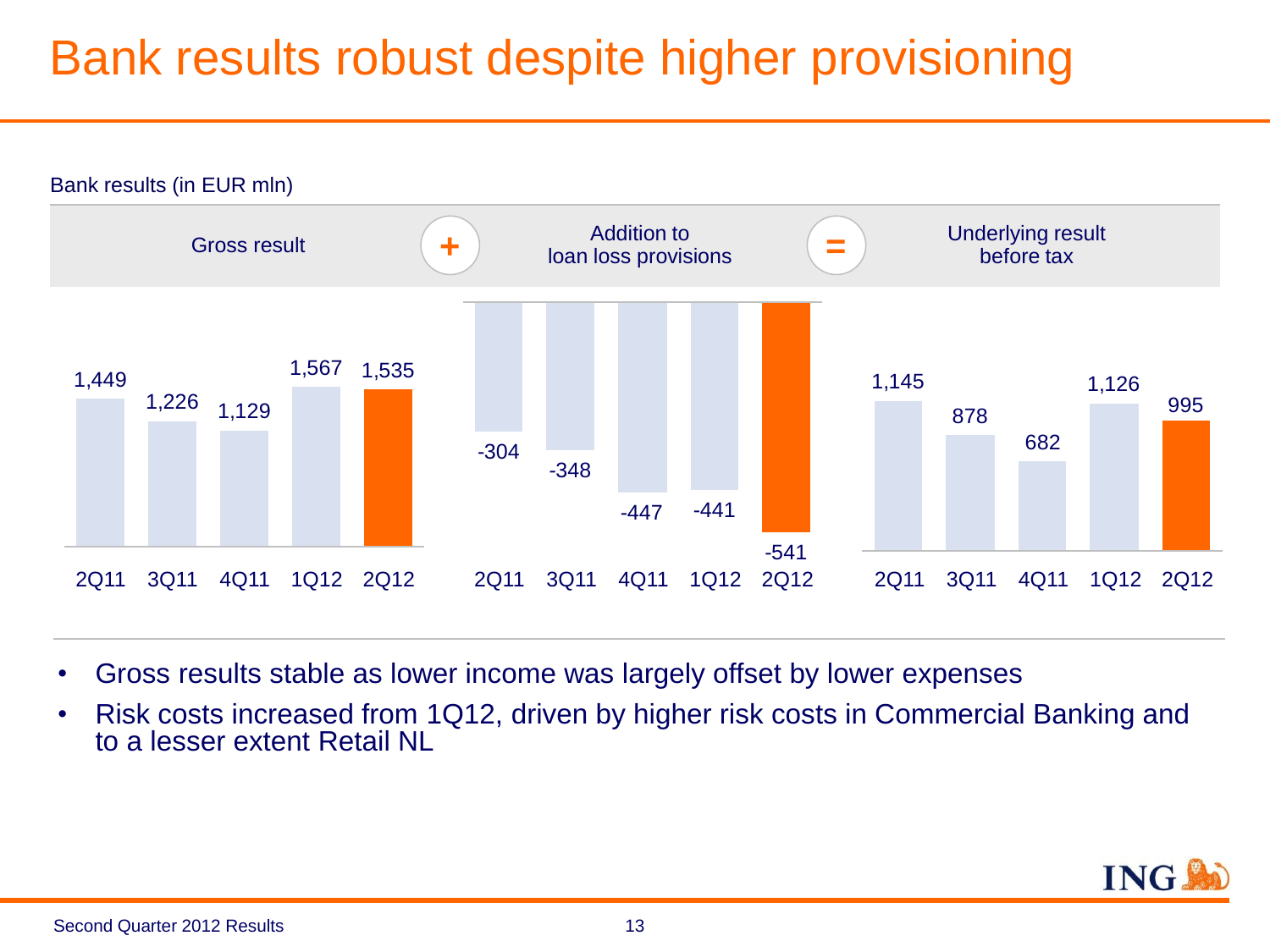# Bank results robust despite higher provisioning

Bank results (in EUR mln)

Gross result + Addition to loan loss provisions = Underlying result before tax

| | 2Q11 | 3Q11 | 4Q11 | 1Q12 | 2Q12 |
|---|---|---|---|---|---|
| Gross result | 1,449 | 1,226 | 1,129 | 1,567 | 1,535 |
| Addition to loan loss provisions | -304 | -348 | -447 | -441 | -541 |
| Underlying result before tax | 1,145 | 878 | 682 | 1,126 | 995 |

- Gross results stable as lower income was largely offset by lower expenses
- Risk costs increased from 1Q12, driven by higher risk costs in Commercial Banking and to a lesser extent Retail NL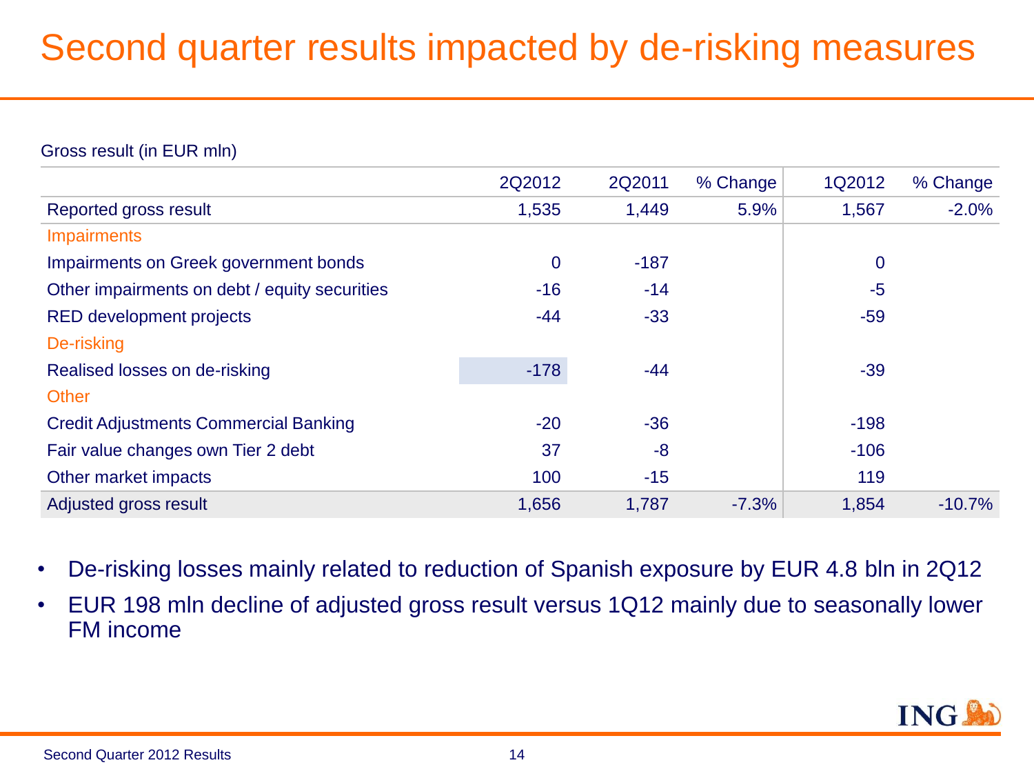# Second quarter results impacted by de-risking measures

Gross result (in EUR mln)

| | 2Q2012 | 2Q2011 | % Change | 1Q2012 | % Change |
|---|---|---|---|---|---|
| Reported gross result | 1,535 | 1,449 | 5.9% | 1,567 | -2.0% |
| Impairments | | | | | |
| Impairments on Greek government bonds | 0 | -187 | | 0 | |
| Other impairments on debt / equity securities | -16 | -14 | | -5 | |
| RED development projects | -44 | -33 | | -59 | |
| De-risking | | | | | |
| Realised losses on de-risking | -178 | -44 | | -39 | |
| Other | | | | | |
| Credit Adjustments Commercial Banking | -20 | -36 | | -198 | |
| Fair value changes own Tier 2 debt | 37 | -8 | | -106 | |
| Other market impacts | 100 | -15 | | 119 | |
| Adjusted gross result | 1,656 | 1,787 | -7.3% | 1,854 | -10.7% |

- De-risking losses mainly related to reduction of Spanish exposure by EUR 4.8 bln in 2Q12
- EUR 198 mln decline of adjusted gross result versus 1Q12 mainly due to seasonally lower FM income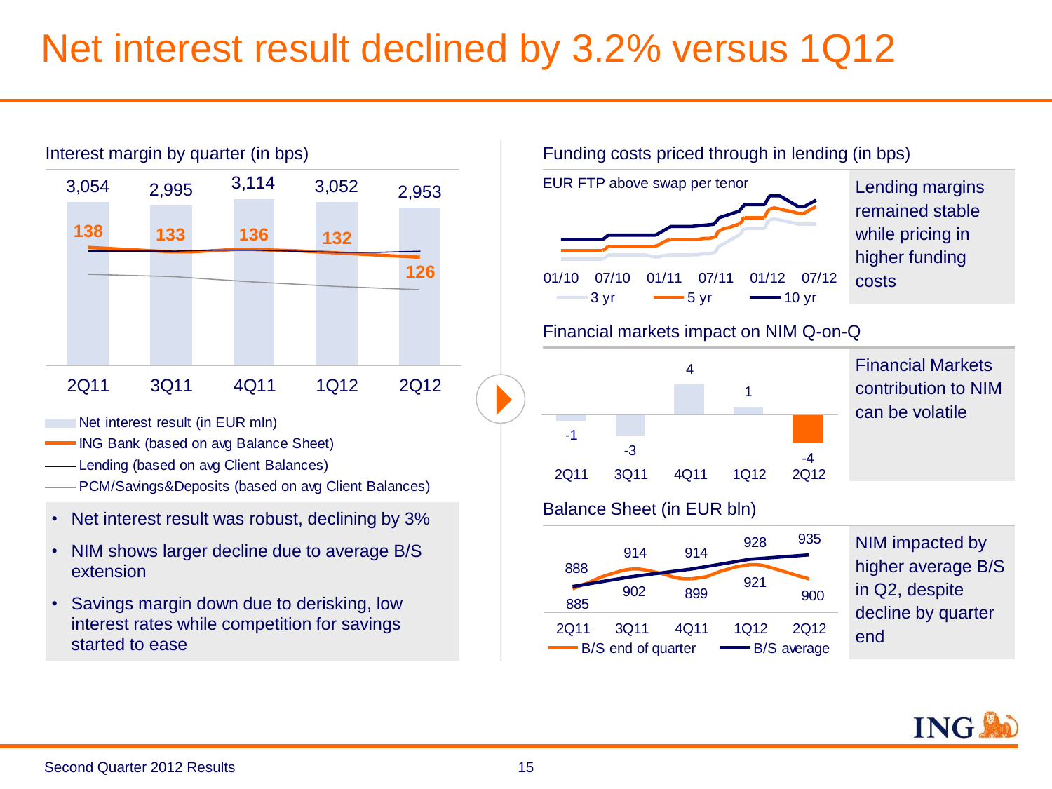# Net interest result declined by 3.2% versus 1Q12

## Interest margin by quarter (in bps)

| | 2Q11 | 3Q11 | 4Q11 | 1Q12 | 2Q12 |
|---|---|---|---|---|---|
| Net interest result (in EUR mln) | 3,054 | 2,995 | 3,114 | 3,052 | 2,953 |
| ING Bank (based on avg Balance Sheet) | 138 | 133 | 136 | 132 | 126 |

- Net interest result (in EUR mln)
- ING Bank (based on avg Balance Sheet)
- Lending (based on avg Client Balances)
- PCM/Savings&Deposits (based on avg Client Balances)

- Net interest result was robust, declining by 3%
- NIM shows larger decline due to average B/S extension
- Savings margin down due to derisking, low interest rates while competition for savings started to ease

## Funding costs priced through in lending (in bps)

EUR FTP above swap per tenor

01/10 07/10 01/11 07/11 01/12 07/12

3 yr — 5 yr — 10 yr

Lending margins remained stable while pricing in higher funding costs

## Financial markets impact on NIM Q-on-Q

| 2Q11 | 3Q11 | 4Q11 | 1Q12 | 2Q12 |
|---|---|---|---|---|
| -1 | -3 | 4 | 1 | -4 |

Financial Markets contribution to NIM can be volatile

## Balance Sheet (in EUR bln)

| | 2Q11 | 3Q11 | 4Q11 | 1Q12 | 2Q12 |
|---|---|---|---|---|---|
| B/S end of quarter | 888 | 914 | 899 | 928 | 900 |
| B/S average | 885 | 902 | 914 | 921 | 935 |

NIM impacted by higher average B/S in Q2, despite decline by quarter end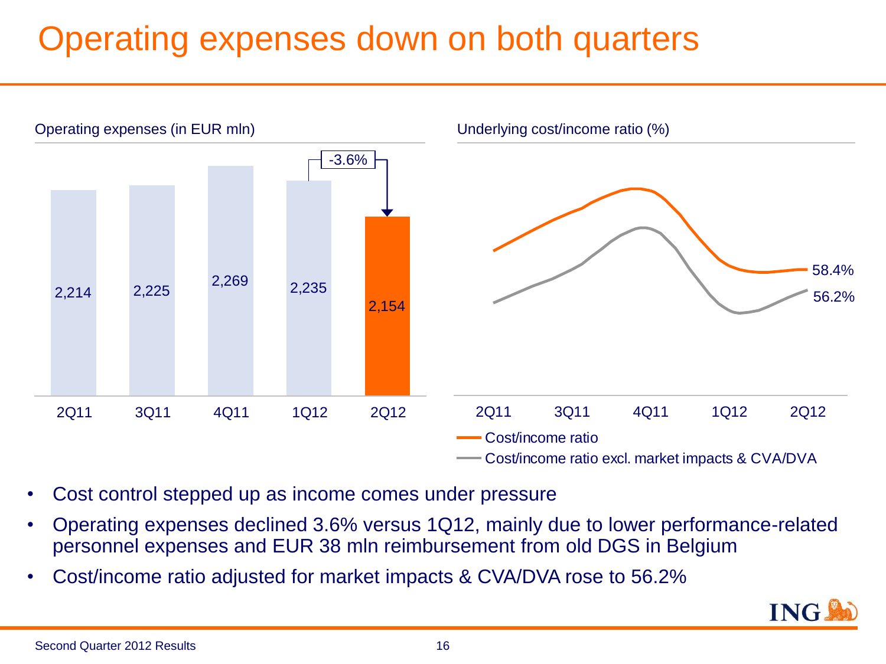# Operating expenses down on both quarters

Operating expenses (in EUR mln)

| 2Q11 | 3Q11 | 4Q11 | 1Q12 | 2Q12 |
|---|---|---|---|---|
| 2,214 | 2,225 | 2,269 | 2,235 | 2,154 |

-3.6%

Underlying cost/income ratio (%)

- Cost/income ratio: 58.4% (2Q12)
- Cost/income ratio excl. market impacts & CVA/DVA: 56.2% (2Q12)

2Q11 3Q11 4Q11 1Q12 2Q12

- Cost control stepped up as income comes under pressure
- Operating expenses declined 3.6% versus 1Q12, mainly due to lower performance-related personnel expenses and EUR 38 mln reimbursement from old DGS in Belgium
- Cost/income ratio adjusted for market impacts & CVA/DVA rose to 56.2%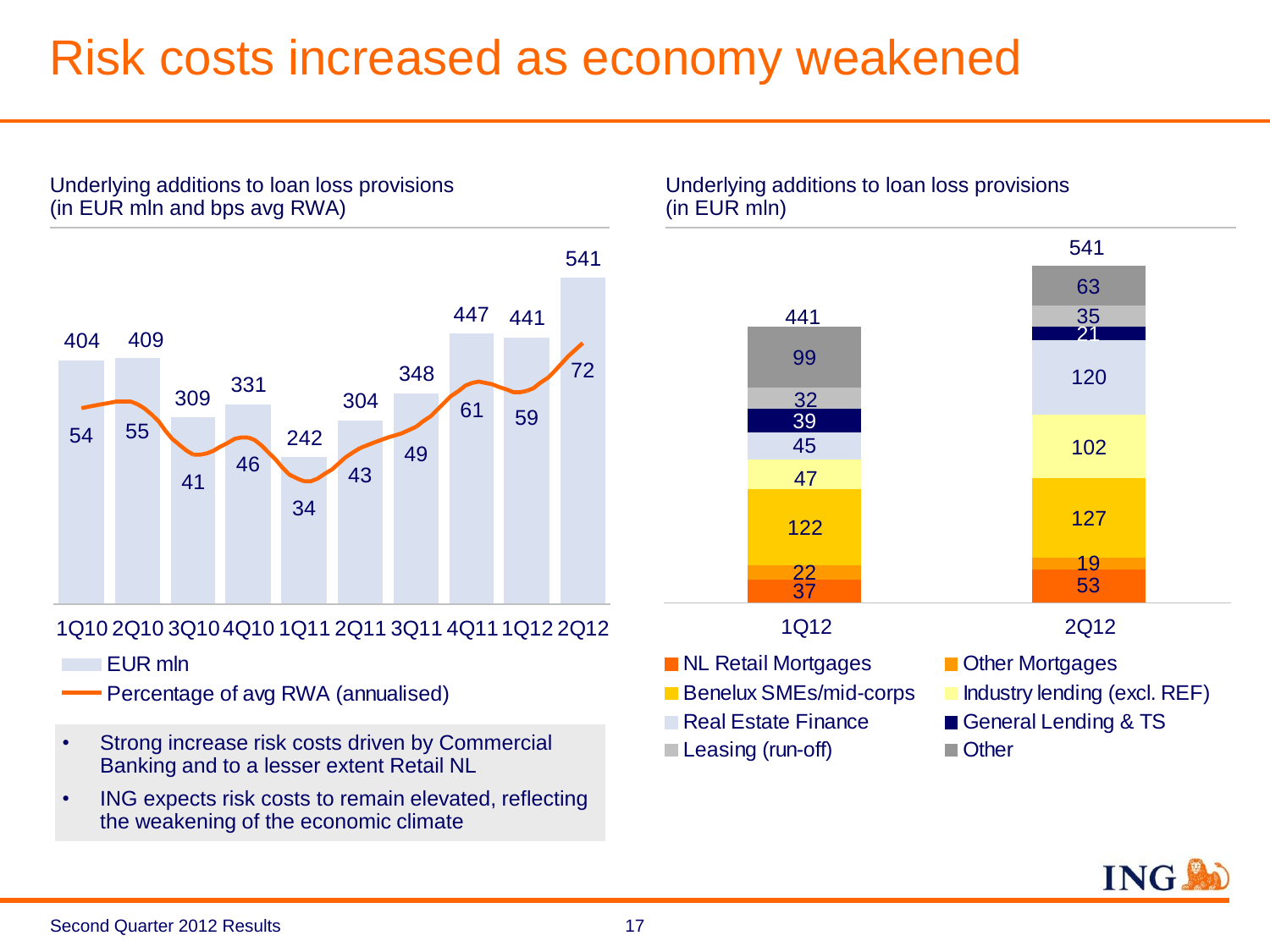# Risk costs increased as economy weakened

Underlying additions to loan loss provisions
(in EUR mln and bps avg RWA)

| | 1Q10 | 2Q10 | 3Q10 | 4Q10 | 1Q11 | 2Q11 | 3Q11 | 4Q11 | 1Q12 | 2Q12 |
|---|---|---|---|---|---|---|---|---|---|---|
| EUR mln | 404 | 409 | 309 | 331 | 242 | 304 | 348 | 447 | 441 | 541 |
| Percentage of avg RWA (annualised) | 54 | 55 | 41 | 46 | 34 | 43 | 49 | 61 | 59 | 72 |

- Strong increase risk costs driven by Commercial Banking and to a lesser extent Retail NL
- ING expects risk costs to remain elevated, reflecting the weakening of the economic climate

Underlying additions to loan loss provisions
(in EUR mln)

| | 1Q12 | 2Q12 |
|---|---|---|
| NL Retail Mortgages | 37 | 53 |
| Other Mortgages | 22 | 19 |
| Benelux SMEs/mid-corps | 122 | 127 |
| Industry lending (excl. REF) | 47 | 102 |
| Real Estate Finance | 45 | 120 |
| General Lending & TS | 39 | 21 |
| Leasing (run-off) | 32 | 35 |
| Other | 99 | 63 |
| Total | 441 | 541 |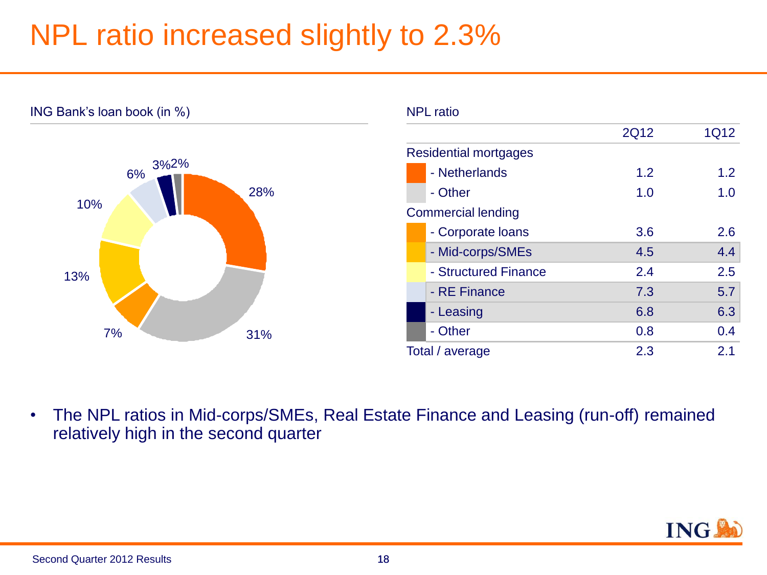# NPL ratio increased slightly to 2.3%

ING Bank's loan book (in %)

28%, 31%, 7%, 13%, 10%, 6%, 3%, 2%

NPL ratio

| | 2Q12 | 1Q12 |
|---|---|---|
| Residential mortgages | | |
| - Netherlands | 1.2 | 1.2 |
| - Other | 1.0 | 1.0 |
| Commercial lending | | |
| - Corporate loans | 3.6 | 2.6 |
| - Mid-corps/SMEs | 4.5 | 4.4 |
| - Structured Finance | 2.4 | 2.5 |
| - RE Finance | 7.3 | 5.7 |
| - Leasing | 6.8 | 6.3 |
| - Other | 0.8 | 0.4 |
| Total / average | 2.3 | 2.1 |

- The NPL ratios in Mid-corps/SMEs, Real Estate Finance and Leasing (run-off) remained relatively high in the second quarter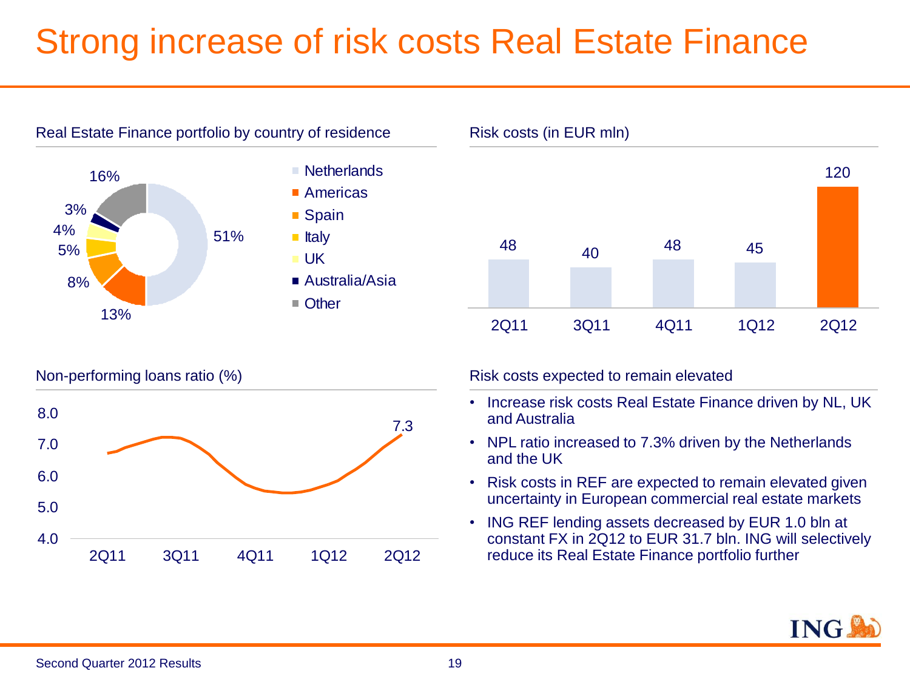# Strong increase of risk costs Real Estate Finance

## Real Estate Finance portfolio by country of residence

| Country | Share |
|---|---|
| Netherlands | 51% |
| Americas | 13% |
| Spain | 8% |
| Italy | 5% |
| UK | 4% |
| Australia/Asia | 3% |
| Other | 16% |

## Risk costs (in EUR mln)

| 2Q11 | 3Q11 | 4Q11 | 1Q12 | 2Q12 |
|---|---|---|---|---|
| 48 | 40 | 48 | 45 | 120 |

## Non-performing loans ratio (%)

Line chart covering 2Q11, 3Q11, 4Q11, 1Q12 and 2Q12 (y-axis 4.0–8.0); 2Q12 value: 7.3

## Risk costs expected to remain elevated

- Increase risk costs Real Estate Finance driven by NL, UK and Australia
- NPL ratio increased to 7.3% driven by the Netherlands and the UK
- Risk costs in REF are expected to remain elevated given uncertainty in European commercial real estate markets
- ING REF lending assets decreased by EUR 1.0 bln at constant FX in 2Q12 to EUR 31.7 bln. ING will selectively reduce its Real Estate Finance portfolio further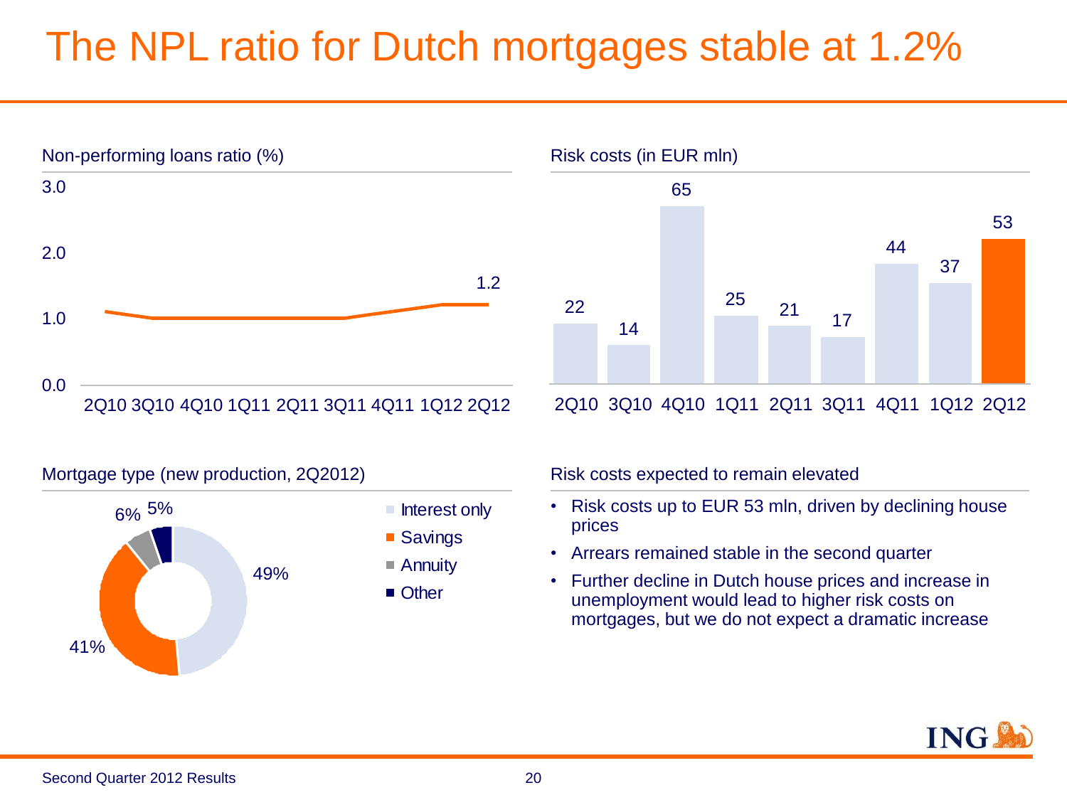# The NPL ratio for Dutch mortgages stable at 1.2%

## Non-performing loans ratio (%)

| 2Q10 | 3Q10 | 4Q10 | 1Q11 | 2Q11 | 3Q11 | 4Q11 | 1Q12 | 2Q12 |
|---|---|---|---|---|---|---|---|---|
| | | | | | | | | 1.2 |

## Risk costs (in EUR mln)

| 2Q10 | 3Q10 | 4Q10 | 1Q11 | 2Q11 | 3Q11 | 4Q11 | 1Q12 | 2Q12 |
|---|---|---|---|---|---|---|---|---|
| 22 | 14 | 65 | 25 | 21 | 17 | 44 | 37 | 53 |

## Mortgage type (new production, 2Q2012)

| Type | Share |
|---|---|
| Interest only | 49% |
| Savings | 41% |
| Annuity | 6% |
| Other | 5% |

## Risk costs expected to remain elevated

- Risk costs up to EUR 53 mln, driven by declining house prices
- Arrears remained stable in the second quarter
- Further decline in Dutch house prices and increase in unemployment would lead to higher risk costs on mortgages, but we do not expect a dramatic increase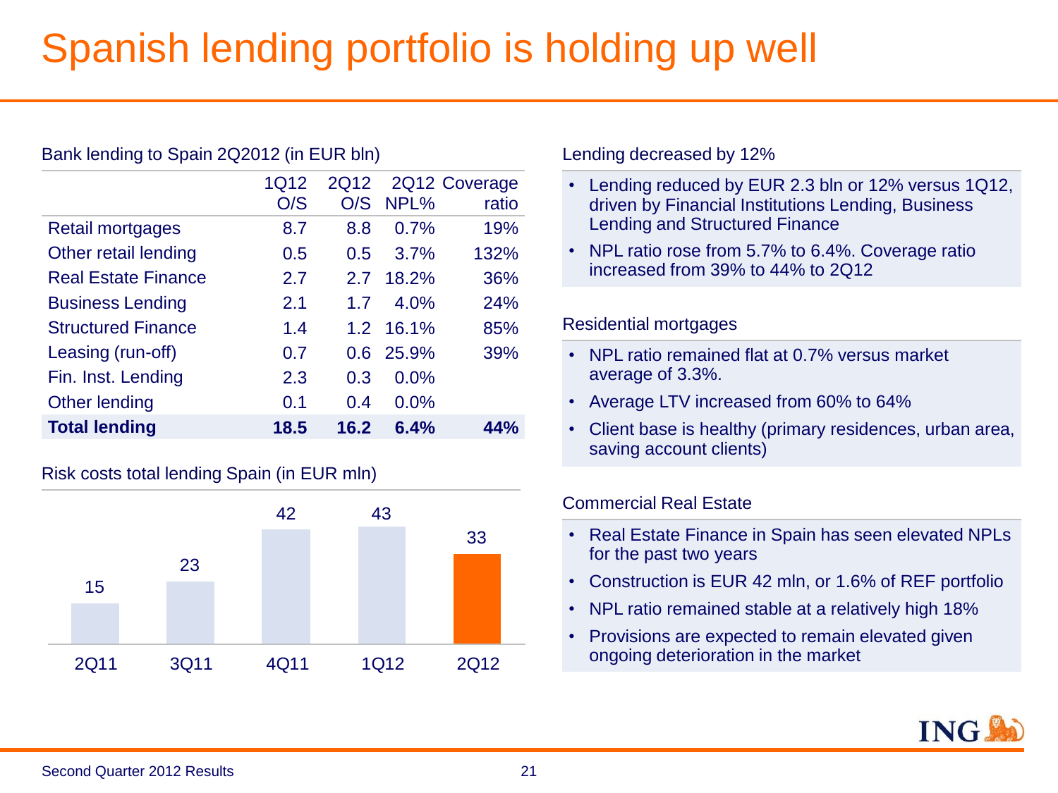# Spanish lending portfolio is holding up well

Bank lending to Spain 2Q2012 (in EUR bln)

| | 1Q12 O/S | 2Q12 O/S | 2Q12 NPL% | Coverage ratio |
|---|---|---|---|---|
| Retail mortgages | 8.7 | 8.8 | 0.7% | 19% |
| Other retail lending | 0.5 | 0.5 | 3.7% | 132% |
| Real Estate Finance | 2.7 | 2.7 | 18.2% | 36% |
| Business Lending | 2.1 | 1.7 | 4.0% | 24% |
| Structured Finance | 1.4 | 1.2 | 16.1% | 85% |
| Leasing (run-off) | 0.7 | 0.6 | 25.9% | 39% |
| Fin. Inst. Lending | 2.3 | 0.3 | 0.0% | |
| Other lending | 0.1 | 0.4 | 0.0% | |
| **Total lending** | **18.5** | **16.2** | **6.4%** | **44%** |

Risk costs total lending Spain (in EUR mln)

| 2Q11 | 3Q11 | 4Q11 | 1Q12 | 2Q12 |
|---|---|---|---|---|
| 15 | 23 | 42 | 43 | 33 |

Lending decreased by 12%

- Lending reduced by EUR 2.3 bln or 12% versus 1Q12, driven by Financial Institutions Lending, Business Lending and Structured Finance
- NPL ratio rose from 5.7% to 6.4%. Coverage ratio increased from 39% to 44% to 2Q12

Residential mortgages

- NPL ratio remained flat at 0.7% versus market average of 3.3%.
- Average LTV increased from 60% to 64%
- Client base is healthy (primary residences, urban area, saving account clients)

Commercial Real Estate

- Real Estate Finance in Spain has seen elevated NPLs for the past two years
- Construction is EUR 42 mln, or 1.6% of REF portfolio
- NPL ratio remained stable at a relatively high 18%
- Provisions are expected to remain elevated given ongoing deterioration in the market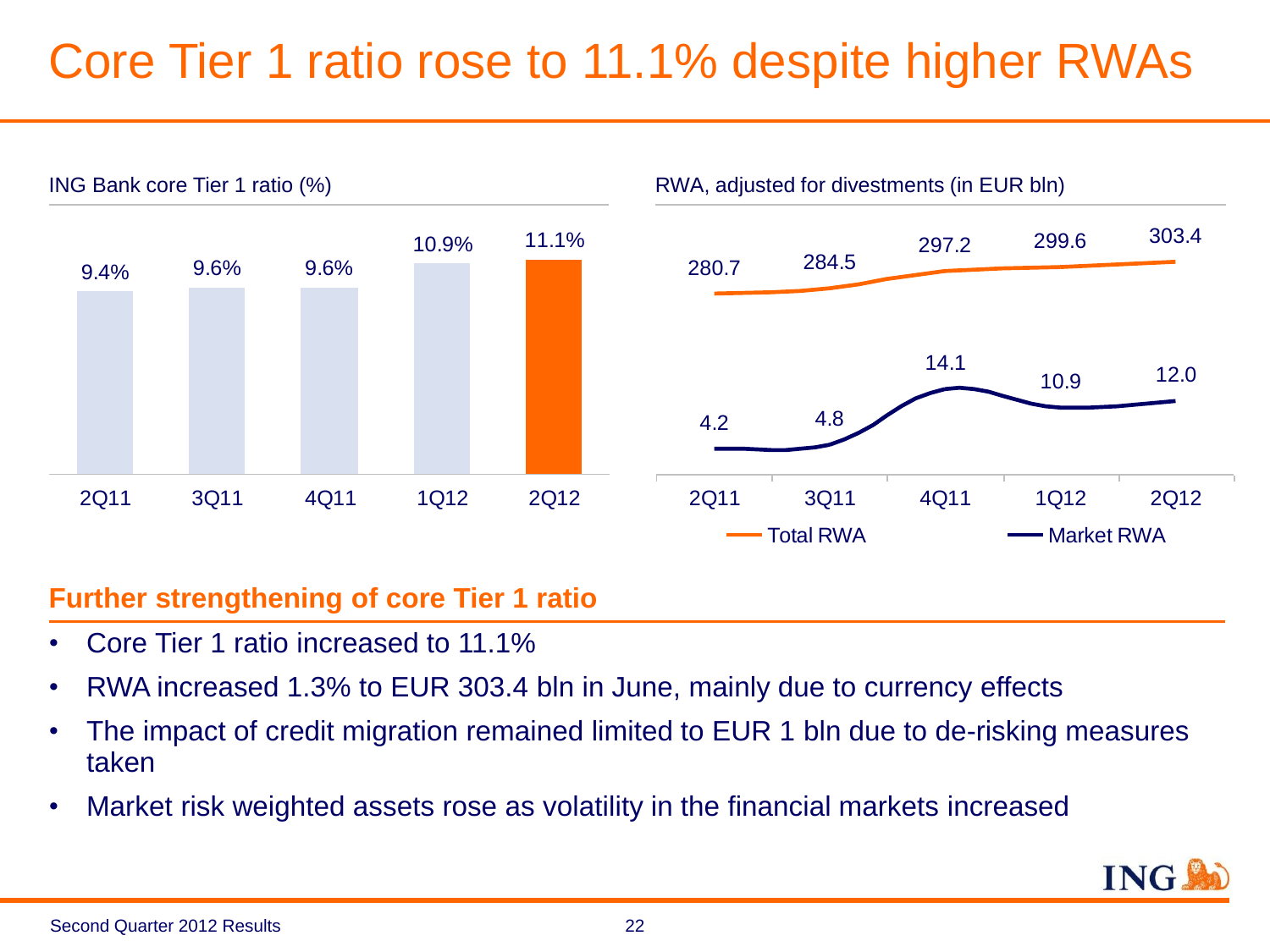# Core Tier 1 ratio rose to 11.1% despite higher RWAs

ING Bank core Tier 1 ratio (%)

| 2Q11 | 3Q11 | 4Q11 | 1Q12 | 2Q12 |
|---|---|---|---|---|
| 9.4% | 9.6% | 9.6% | 10.9% | 11.1% |

RWA, adjusted for divestments (in EUR bln)

| | 2Q11 | 3Q11 | 4Q11 | 1Q12 | 2Q12 |
|---|---|---|---|---|---|
| Total RWA | 280.7 | 284.5 | 297.2 | 299.6 | 303.4 |
| Market RWA | 4.2 | 4.8 | 14.1 | 10.9 | 12.0 |

## Further strengthening of core Tier 1 ratio

- Core Tier 1 ratio increased to 11.1%
- RWA increased 1.3% to EUR 303.4 bln in June, mainly due to currency effects
- The impact of credit migration remained limited to EUR 1 bln due to de-risking measures taken
- Market risk weighted assets rose as volatility in the financial markets increased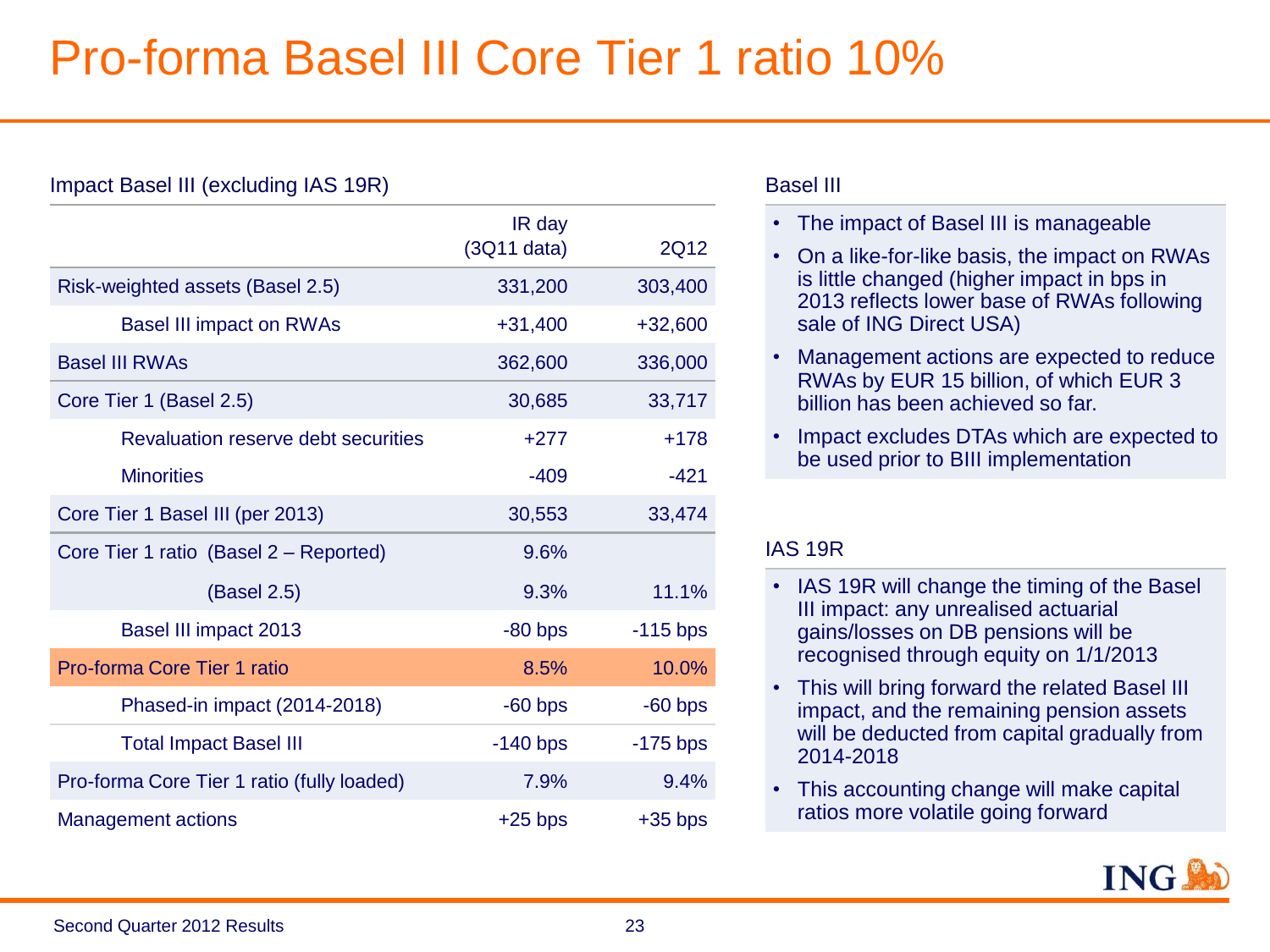# Pro-forma Basel III Core Tier 1 ratio 10%

## Impact Basel III (excluding IAS 19R)

| | IR day (3Q11 data) | 2Q12 |
|---|---|---|
| Risk-weighted assets (Basel 2.5) | 331,200 | 303,400 |
| Basel III impact on RWAs | +31,400 | +32,600 |
| Basel III RWAs | 362,600 | 336,000 |
| Core Tier 1 (Basel 2.5) | 30,685 | 33,717 |
| Revaluation reserve debt securities | +277 | +178 |
| Minorities | -409 | -421 |
| Core Tier 1 Basel III (per 2013) | 30,553 | 33,474 |
| Core Tier 1 ratio (Basel 2 – Reported) | 9.6% | |
| (Basel 2.5) | 9.3% | 11.1% |
| Basel III impact 2013 | -80 bps | -115 bps |
| Pro-forma Core Tier 1 ratio | 8.5% | 10.0% |
| Phased-in impact (2014-2018) | -60 bps | -60 bps |
| Total Impact Basel III | -140 bps | -175 bps |
| Pro-forma Core Tier 1 ratio (fully loaded) | 7.9% | 9.4% |
| Management actions | +25 bps | +35 bps |

## Basel III

- The impact of Basel III is manageable
- On a like-for-like basis, the impact on RWAs is little changed (higher impact in bps in 2013 reflects lower base of RWAs following sale of ING Direct USA)
- Management actions are expected to reduce RWAs by EUR 15 billion, of which EUR 3 billion has been achieved so far.
- Impact excludes DTAs which are expected to be used prior to BIII implementation

## IAS 19R

- IAS 19R will change the timing of the Basel III impact: any unrealised actuarial gains/losses on DB pensions will be recognised through equity on 1/1/2013
- This will bring forward the related Basel III impact, and the remaining pension assets will be deducted from capital gradually from 2014-2018
- This accounting change will make capital ratios more volatile going forward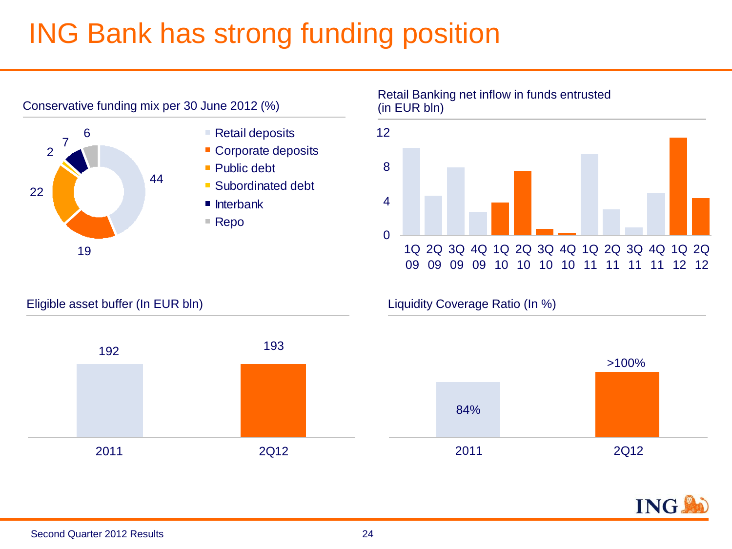# ING Bank has strong funding position

## Conservative funding mix per 30 June 2012 (%)

| Funding source | % |
|---|---|
| Retail deposits | 44 |
| Corporate deposits | 19 |
| Public debt | 22 |
| Subordinated debt | 2 |
| Interbank | 7 |
| Repo | 6 |

## Retail Banking net inflow in funds entrusted (in EUR bln)

1Q 09, 2Q 09, 3Q 09, 4Q 09, 1Q 10, 2Q 10, 3Q 10, 4Q 10, 1Q 11, 2Q 11, 3Q 11, 4Q 11, 1Q 12, 2Q 12

## Eligible asset buffer (In EUR bln)

| 2011 | 2Q12 |
|---|---|
| 192 | 193 |

## Liquidity Coverage Ratio (In %)

| 2011 | 2Q12 |
|---|---|
| 84% | >100% |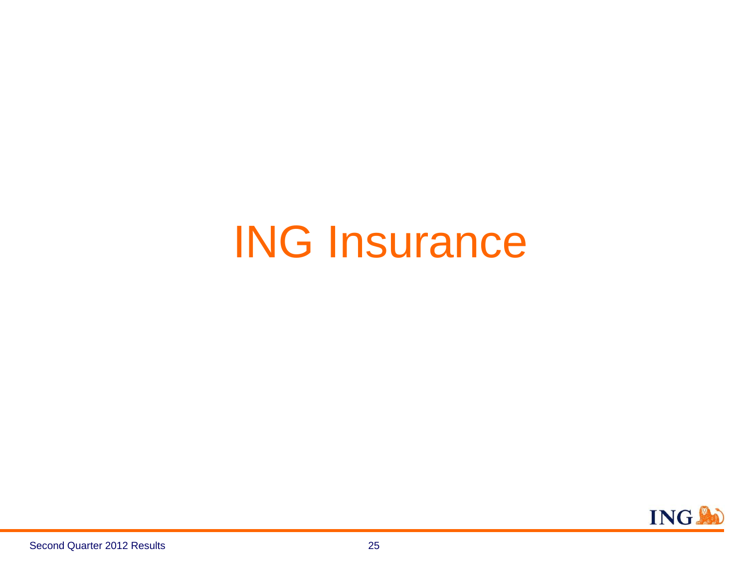# ING Insurance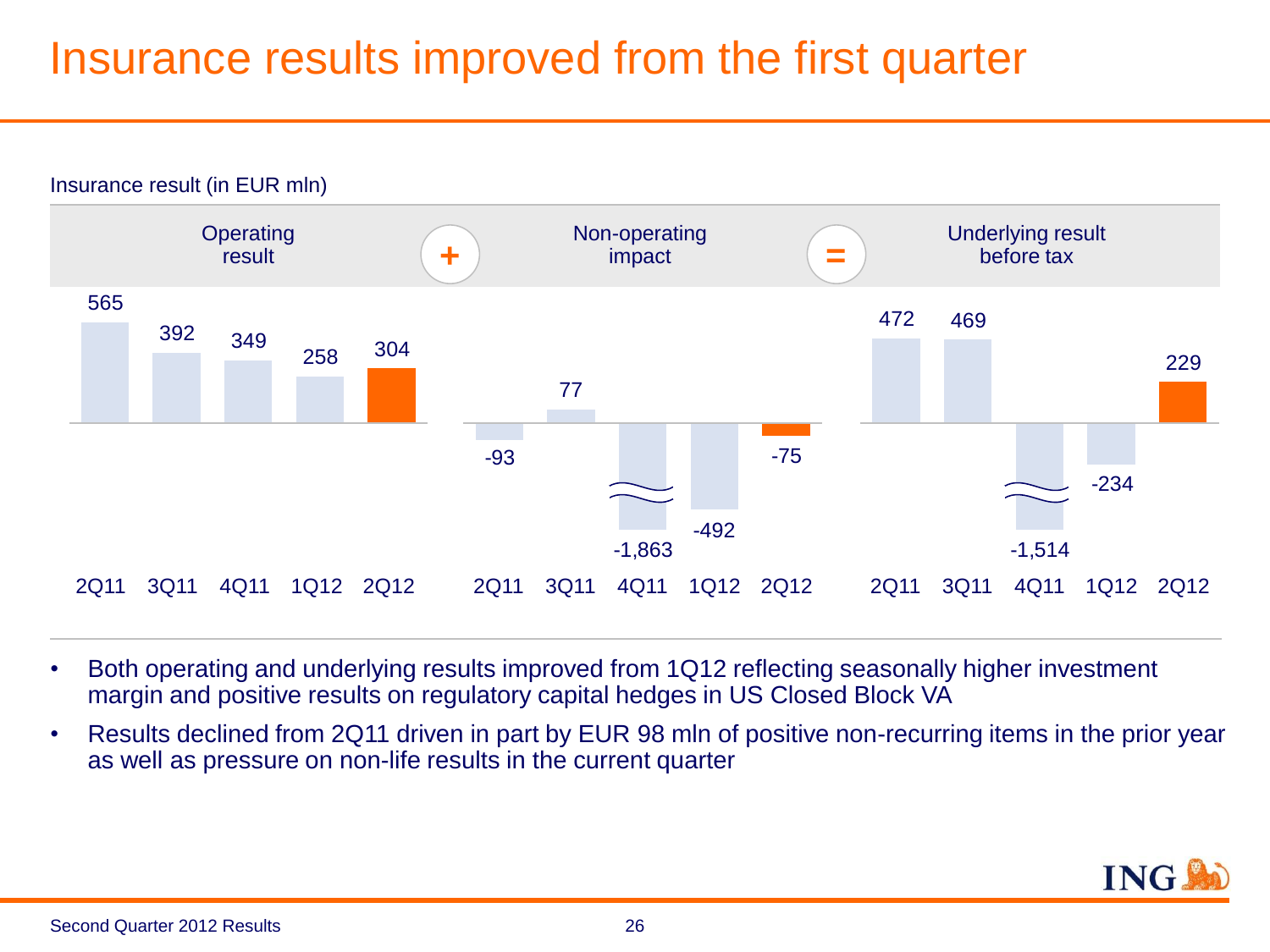# Insurance results improved from the first quarter

Insurance result (in EUR mln)

| | 2Q11 | 3Q11 | 4Q11 | 1Q12 | 2Q12 |
|---|---|---|---|---|---|
| Operating result | 565 | 392 | 349 | 258 | 304 |
| + Non-operating impact | -93 | 77 | -1,863 | -492 | -75 |
| = Underlying result before tax | 472 | 469 | -1,514 | -234 | 229 |

- Both operating and underlying results improved from 1Q12 reflecting seasonally higher investment margin and positive results on regulatory capital hedges in US Closed Block VA
- Results declined from 2Q11 driven in part by EUR 98 mln of positive non-recurring items in the prior year as well as pressure on non-life results in the current quarter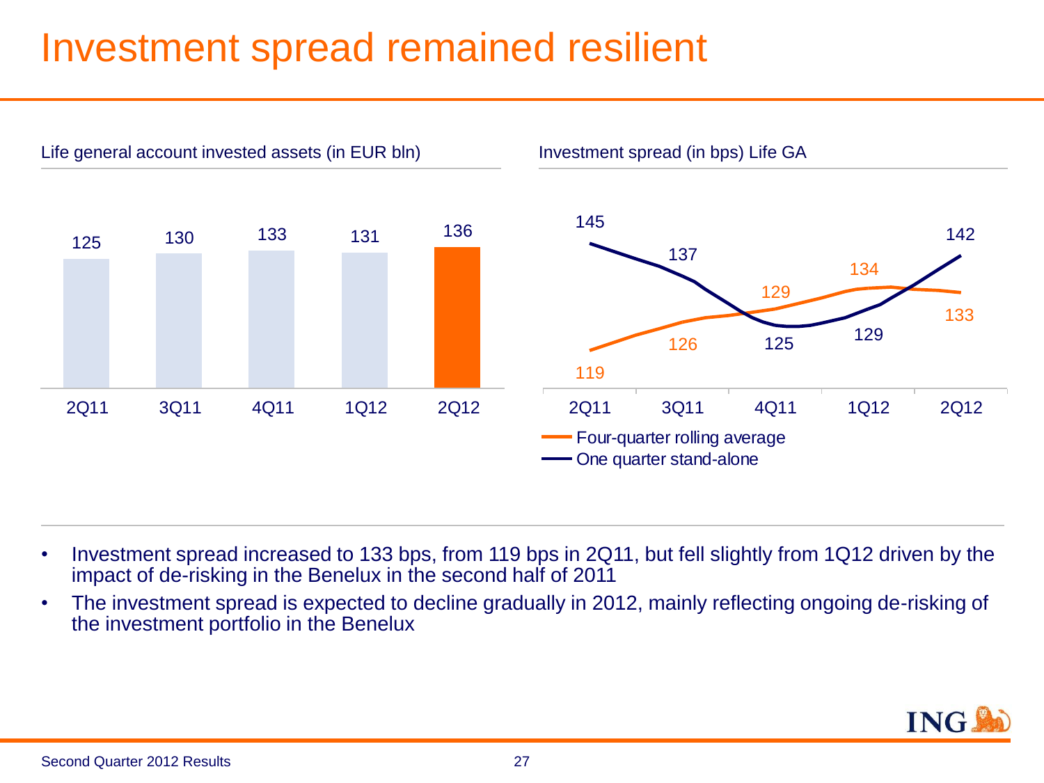# Investment spread remained resilient

Life general account invested assets (in EUR bln)

| 2Q11 | 3Q11 | 4Q11 | 1Q12 | 2Q12 |
|---|---|---|---|---|
| 125 | 130 | 133 | 131 | 136 |

Investment spread (in bps) Life GA

| | 2Q11 | 3Q11 | 4Q11 | 1Q12 | 2Q12 |
|---|---|---|---|---|---|
| Four-quarter rolling average | 119 | 126 | 129 | 134 | 133 |
| One quarter stand-alone | 145 | 137 | 125 | 129 | 142 |

- Investment spread increased to 133 bps, from 119 bps in 2Q11, but fell slightly from 1Q12 driven by the impact of de-risking in the Benelux in the second half of 2011
- The investment spread is expected to decline gradually in 2012, mainly reflecting ongoing de-risking of the investment portfolio in the Benelux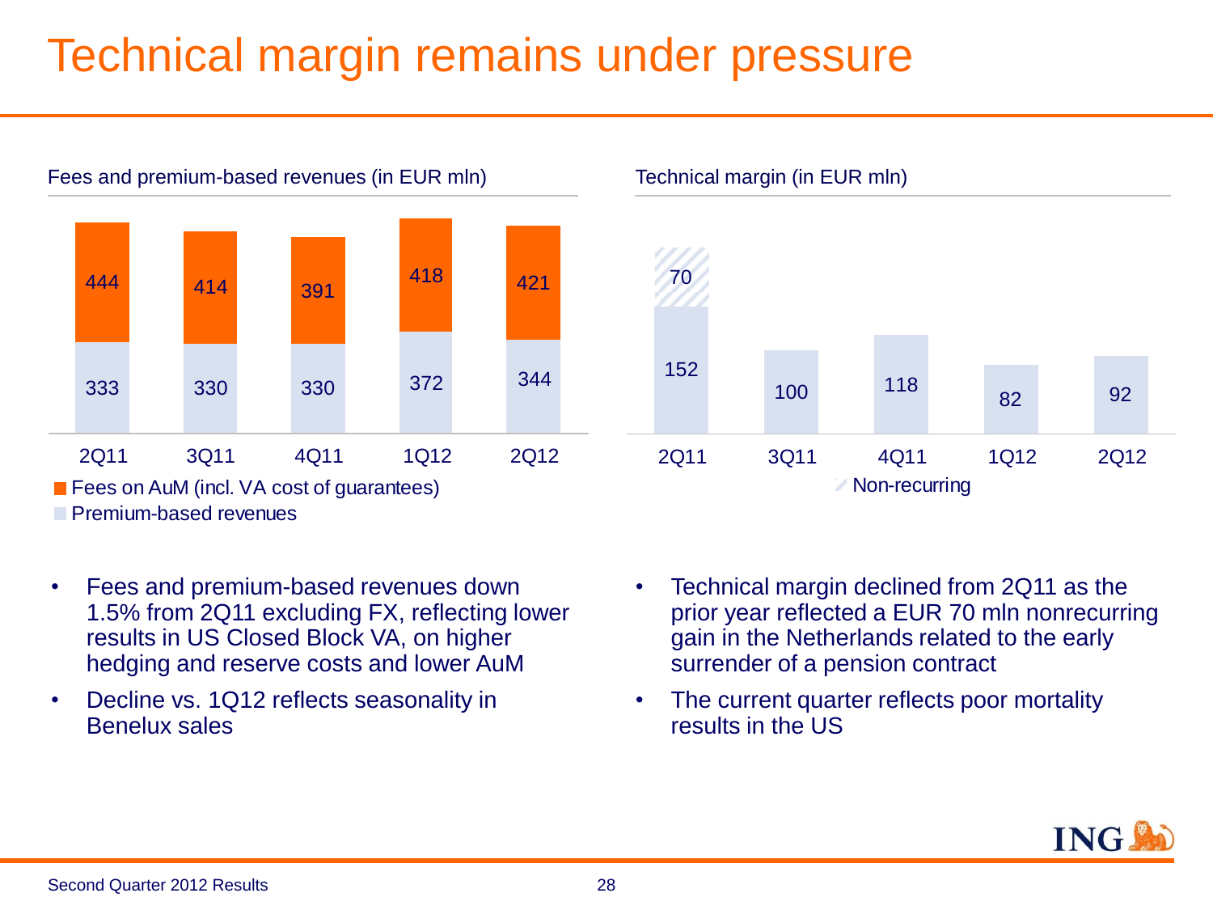# Technical margin remains under pressure

Fees and premium-based revenues (in EUR mln)

| | 2Q11 | 3Q11 | 4Q11 | 1Q12 | 2Q12 |
|---|---|---|---|---|---|
| Fees on AuM (incl. VA cost of guarantees) | 444 | 414 | 391 | 418 | 421 |
| Premium-based revenues | 333 | 330 | 330 | 372 | 344 |

Technical margin (in EUR mln)

| | 2Q11 | 3Q11 | 4Q11 | 1Q12 | 2Q12 |
|---|---|---|---|---|---|
| Technical margin | 152 | 100 | 118 | 82 | 92 |
| Non-recurring | 70 | | | | |

- Fees and premium-based revenues down 1.5% from 2Q11 excluding FX, reflecting lower results in US Closed Block VA, on higher hedging and reserve costs and lower AuM
- Decline vs. 1Q12 reflects seasonality in Benelux sales

- Technical margin declined from 2Q11 as the prior year reflected a EUR 70 mln nonrecurring gain in the Netherlands related to the early surrender of a pension contract
- The current quarter reflects poor mortality results in the US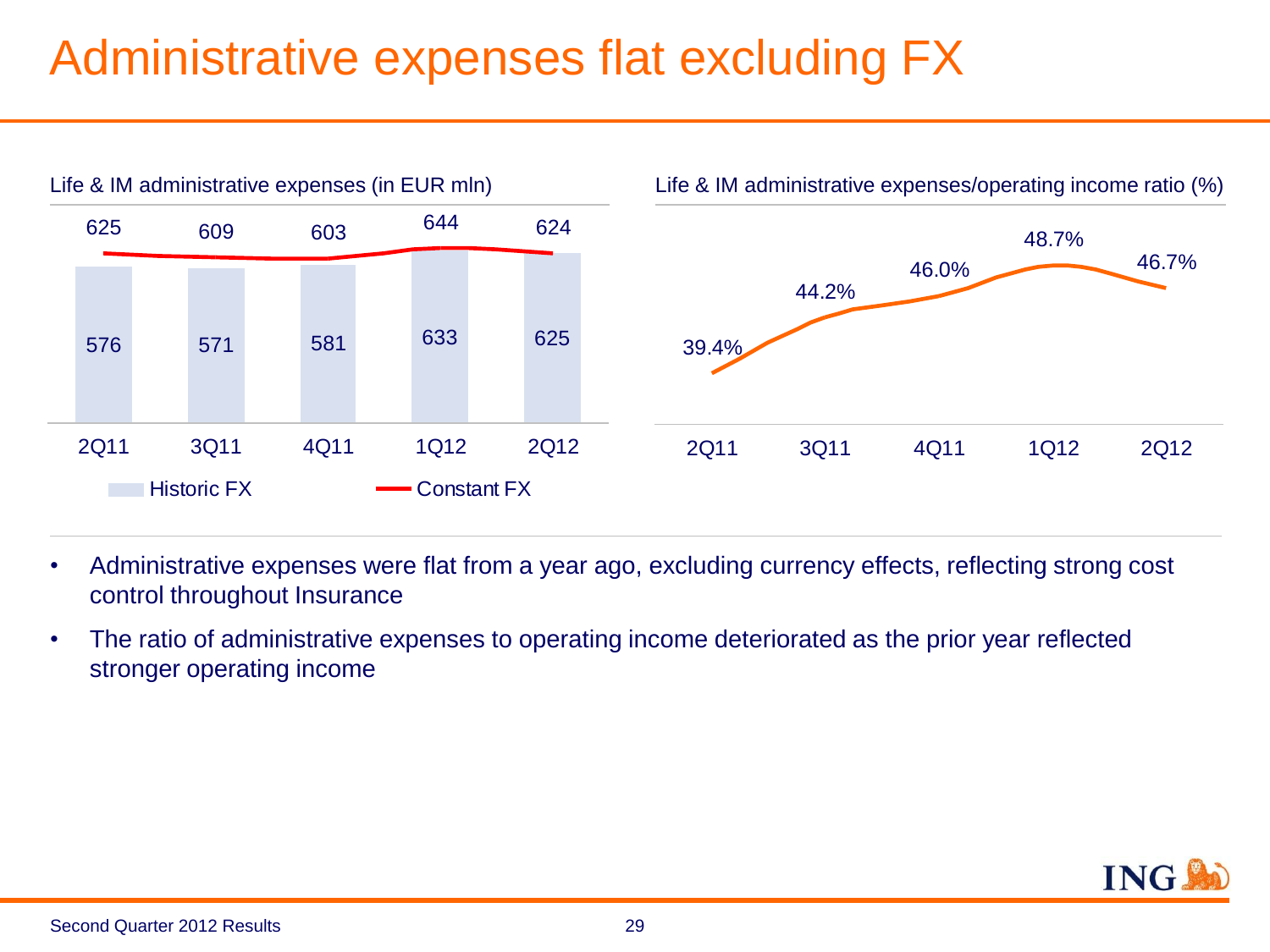# Administrative expenses flat excluding FX

Life & IM administrative expenses (in EUR mln)

| | 2Q11 | 3Q11 | 4Q11 | 1Q12 | 2Q12 |
|---|---|---|---|---|---|
| Historic FX | 576 | 571 | 581 | 633 | 625 |
| Constant FX | 625 | 609 | 603 | 644 | 624 |

Life & IM administrative expenses/operating income ratio (%)

| 2Q11 | 3Q11 | 4Q11 | 1Q12 | 2Q12 |
|---|---|---|---|---|
| 39.4% | 44.2% | 46.0% | 48.7% | 46.7% |

- Administrative expenses were flat from a year ago, excluding currency effects, reflecting strong cost control throughout Insurance
- The ratio of administrative expenses to operating income deteriorated as the prior year reflected stronger operating income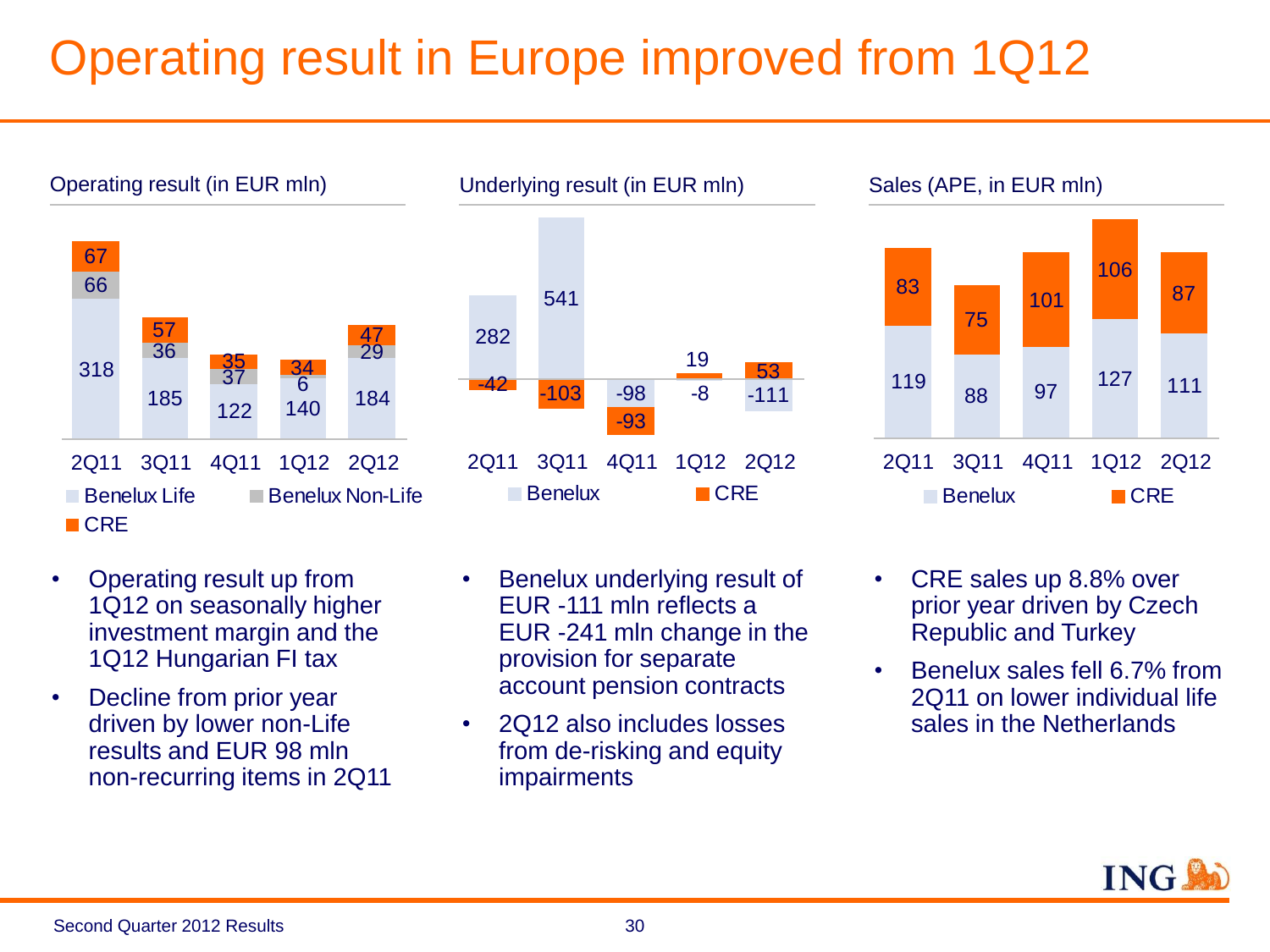# Operating result in Europe improved from 1Q12

**Operating result (in EUR mln)**

| | 2Q11 | 3Q11 | 4Q11 | 1Q12 | 2Q12 |
|---|---|---|---|---|---|
| Benelux Life | 318 | 185 | 122 | 140 | 184 |
| Benelux Non-Life | 66 | 36 | 37 | 6 | 29 |
| CRE | 67 | 57 | 35 | 34 | 47 |

- Operating result up from 1Q12 on seasonally higher investment margin and the 1Q12 Hungarian FI tax
- Decline from prior year driven by lower non-Life results and EUR 98 mln non-recurring items in 2Q11

**Underlying result (in EUR mln)**

| | 2Q11 | 3Q11 | 4Q11 | 1Q12 | 2Q12 |
|---|---|---|---|---|---|
| Benelux | 282 | 541 | -98 | -8 | -111 |
| CRE | -42 | -103 | -93 | 19 | 53 |

- Benelux underlying result of EUR -111 mln reflects a EUR -241 mln change in the provision for separate account pension contracts
- 2Q12 also includes losses from de-risking and equity impairments

**Sales (APE, in EUR mln)**

| | 2Q11 | 3Q11 | 4Q11 | 1Q12 | 2Q12 |
|---|---|---|---|---|---|
| Benelux | 119 | 88 | 97 | 127 | 111 |
| CRE | 83 | 75 | 101 | 106 | 87 |

- CRE sales up 8.8% over prior year driven by Czech Republic and Turkey
- Benelux sales fell 6.7% from 2Q11 on lower individual life sales in the Netherlands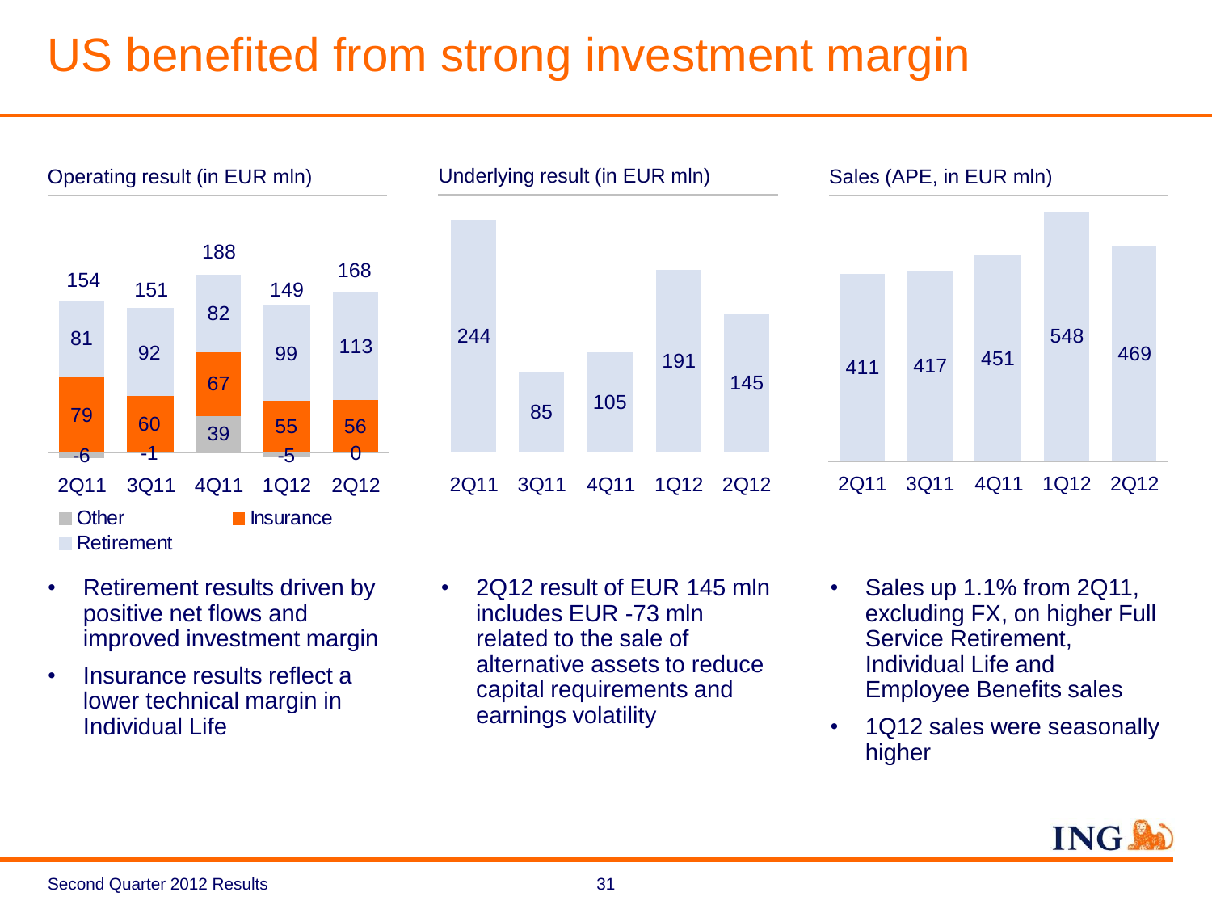# US benefited from strong investment margin

## Operating result (in EUR mln)

| | 2Q11 | 3Q11 | 4Q11 | 1Q12 | 2Q12 |
|---|---|---|---|---|---|
| Retirement | 81 | 92 | 82 | 99 | 113 |
| Insurance | 79 | 60 | 67 | 55 | 56 |
| Other | -6 | -1 | 39 | -5 | 0 |
| Total | 154 | 151 | 188 | 149 | 168 |

- Retirement results driven by positive net flows and improved investment margin
- Insurance results reflect a lower technical margin in Individual Life

## Underlying result (in EUR mln)

| 2Q11 | 3Q11 | 4Q11 | 1Q12 | 2Q12 |
|---|---|---|---|---|
| 244 | 85 | 105 | 191 | 145 |

- 2Q12 result of EUR 145 mln includes EUR -73 mln related to the sale of alternative assets to reduce capital requirements and earnings volatility

## Sales (APE, in EUR mln)

| 2Q11 | 3Q11 | 4Q11 | 1Q12 | 2Q12 |
|---|---|---|---|---|
| 411 | 417 | 451 | 548 | 469 |

- Sales up 1.1% from 2Q11, excluding FX, on higher Full Service Retirement, Individual Life and Employee Benefits sales
- 1Q12 sales were seasonally higher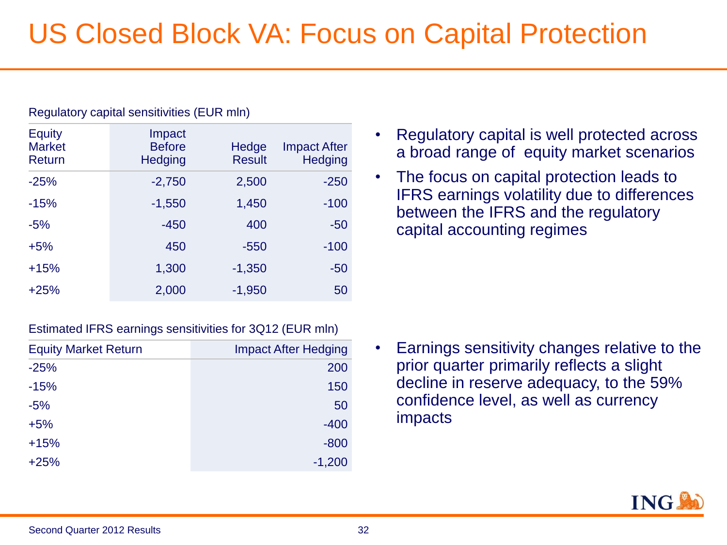# US Closed Block VA: Focus on Capital Protection

Regulatory capital sensitivities (EUR mln)

| Equity Market Return | Impact Before Hedging | Hedge Result | Impact After Hedging |
|---|---|---|---|
| -25% | -2,750 | 2,500 | -250 |
| -15% | -1,550 | 1,450 | -100 |
| -5% | -450 | 400 | -50 |
| +5% | 450 | -550 | -100 |
| +15% | 1,300 | -1,350 | -50 |
| +25% | 2,000 | -1,950 | 50 |

- Regulatory capital is well protected across a broad range of equity market scenarios
- The focus on capital protection leads to IFRS earnings volatility due to differences between the IFRS and the regulatory capital accounting regimes

Estimated IFRS earnings sensitivities for 3Q12 (EUR mln)

| Equity Market Return | Impact After Hedging |
|---|---|
| -25% | 200 |
| -15% | 150 |
| -5% | 50 |
| +5% | -400 |
| +15% | -800 |
| +25% | -1,200 |

- Earnings sensitivity changes relative to the prior quarter primarily reflects a slight decline in reserve adequacy, to the 59% confidence level, as well as currency impacts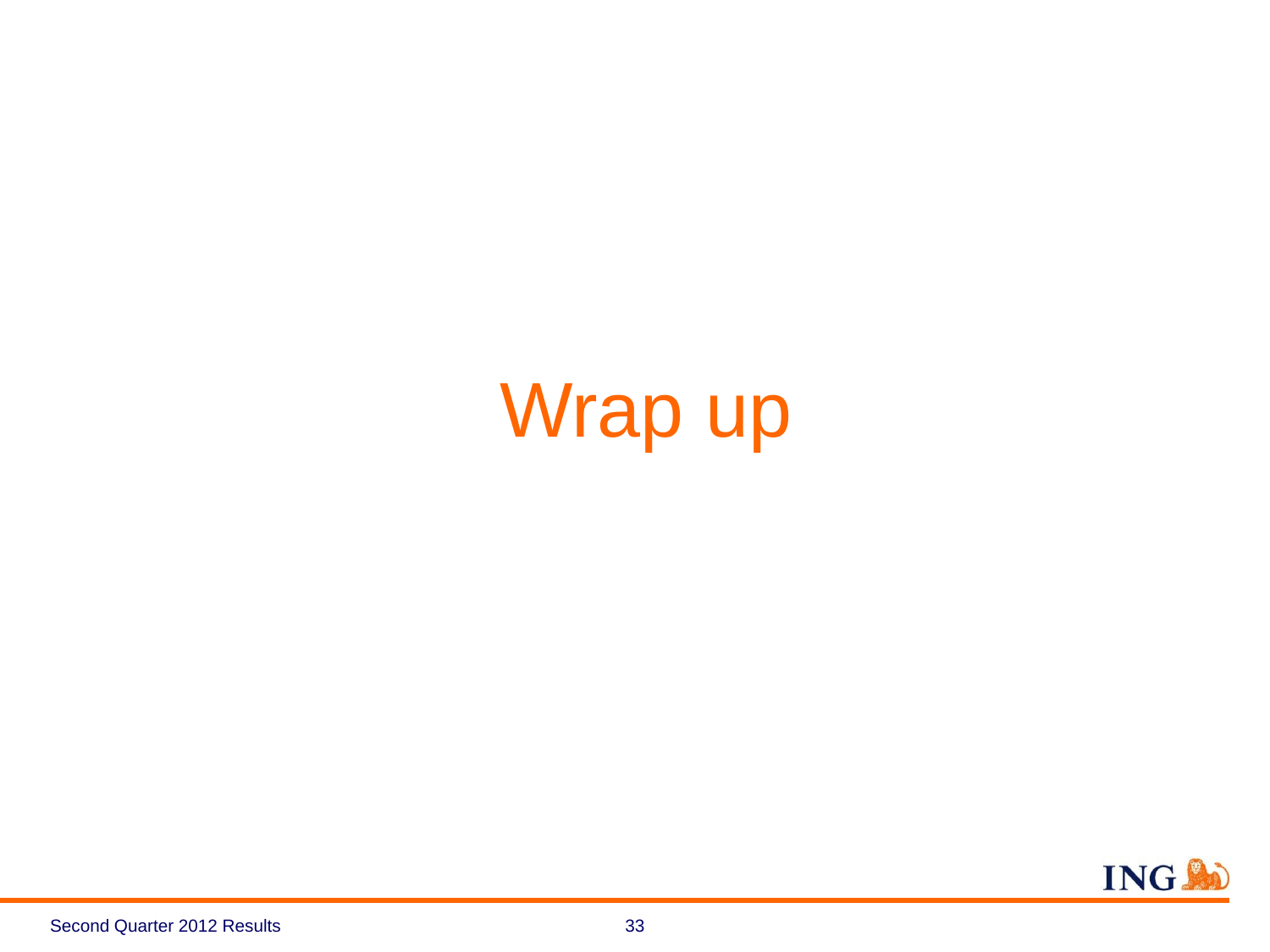# Wrap up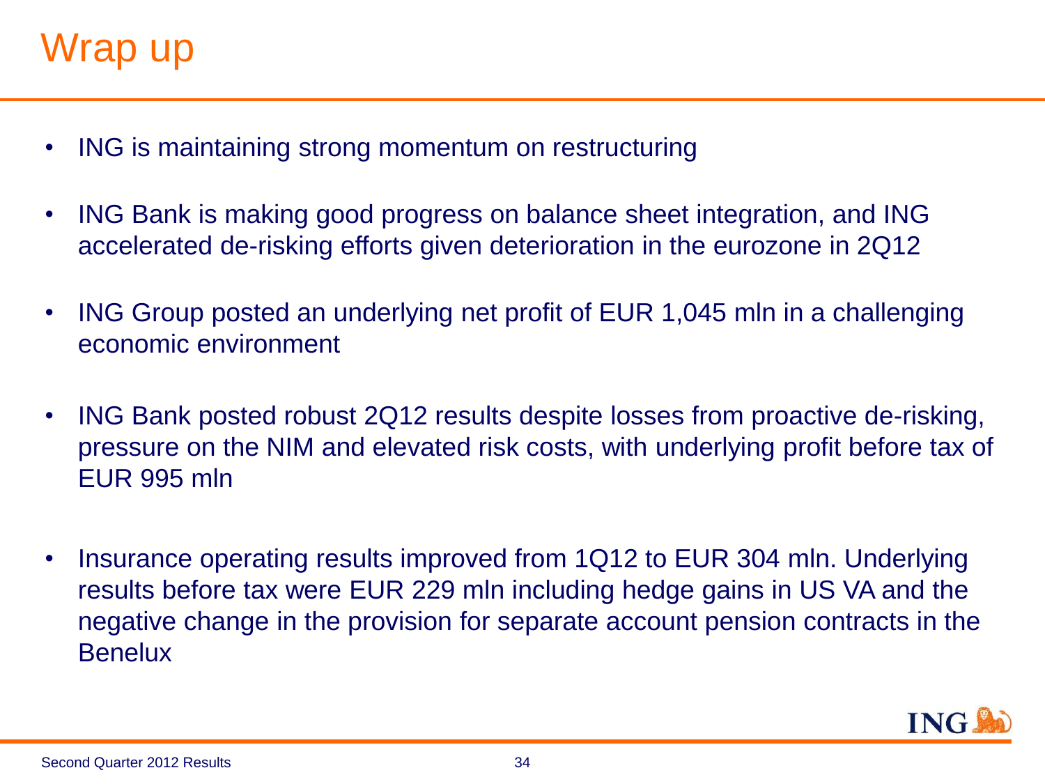# Wrap up

- ING is maintaining strong momentum on restructuring
- ING Bank is making good progress on balance sheet integration, and ING accelerated de-risking efforts given deterioration in the eurozone in 2Q12
- ING Group posted an underlying net profit of EUR 1,045 mln in a challenging economic environment
- ING Bank posted robust 2Q12 results despite losses from proactive de-risking, pressure on the NIM and elevated risk costs, with underlying profit before tax of EUR 995 mln
- Insurance operating results improved from 1Q12 to EUR 304 mln. Underlying results before tax were EUR 229 mln including hedge gains in US VA and the negative change in the provision for separate account pension contracts in the Benelux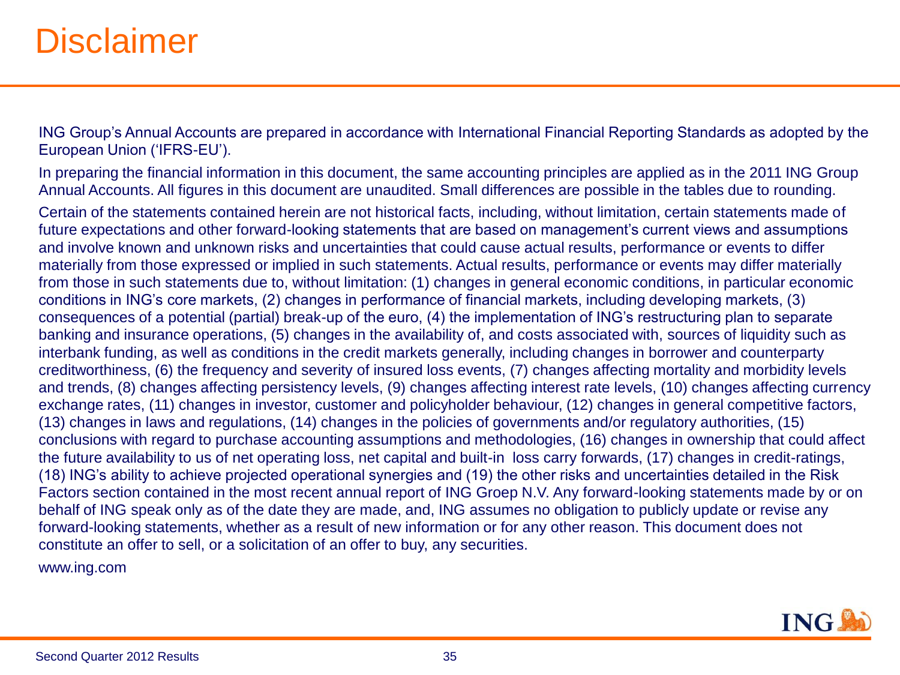# Disclaimer

ING Group's Annual Accounts are prepared in accordance with International Financial Reporting Standards as adopted by the European Union ('IFRS-EU').

In preparing the financial information in this document, the same accounting principles are applied as in the 2011 ING Group Annual Accounts. All figures in this document are unaudited. Small differences are possible in the tables due to rounding.

Certain of the statements contained herein are not historical facts, including, without limitation, certain statements made of future expectations and other forward-looking statements that are based on management's current views and assumptions and involve known and unknown risks and uncertainties that could cause actual results, performance or events to differ materially from those expressed or implied in such statements. Actual results, performance or events may differ materially from those in such statements due to, without limitation: (1) changes in general economic conditions, in particular economic conditions in ING's core markets, (2) changes in performance of financial markets, including developing markets, (3) consequences of a potential (partial) break-up of the euro, (4) the implementation of ING's restructuring plan to separate banking and insurance operations, (5) changes in the availability of, and costs associated with, sources of liquidity such as interbank funding, as well as conditions in the credit markets generally, including changes in borrower and counterparty creditworthiness, (6) the frequency and severity of insured loss events, (7) changes affecting mortality and morbidity levels and trends, (8) changes affecting persistency levels, (9) changes affecting interest rate levels, (10) changes affecting currency exchange rates, (11) changes in investor, customer and policyholder behaviour, (12) changes in general competitive factors, (13) changes in laws and regulations, (14) changes in the policies of governments and/or regulatory authorities, (15) conclusions with regard to purchase accounting assumptions and methodologies, (16) changes in ownership that could affect the future availability to us of net operating loss, net capital and built-in loss carry forwards, (17) changes in credit-ratings, (18) ING's ability to achieve projected operational synergies and (19) the other risks and uncertainties detailed in the Risk Factors section contained in the most recent annual report of ING Groep N.V. Any forward-looking statements made by or on behalf of ING speak only as of the date they are made, and, ING assumes no obligation to publicly update or revise any forward-looking statements, whether as a result of new information or for any other reason. This document does not constitute an offer to sell, or a solicitation of an offer to buy, any securities.

www.ing.com